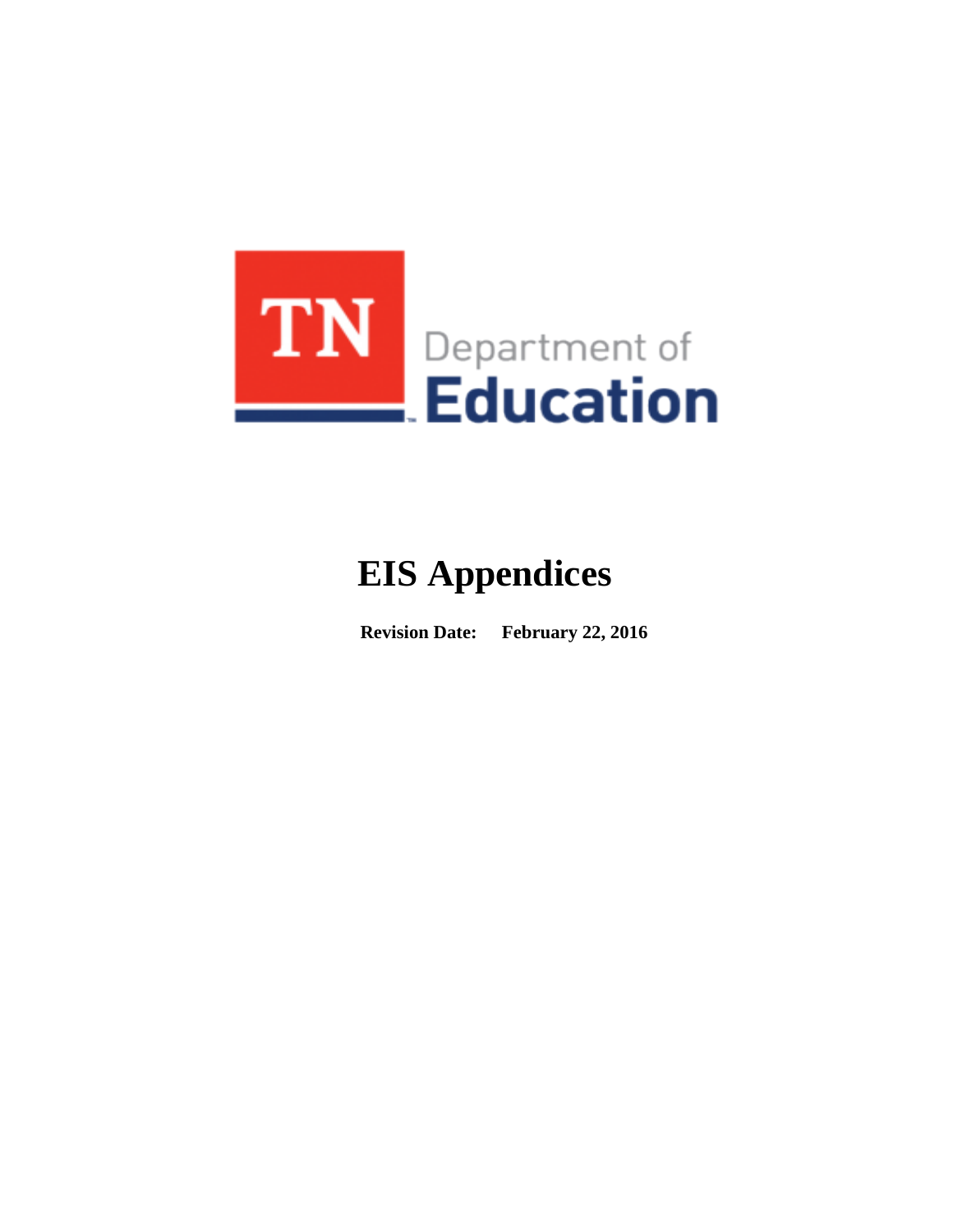TN Department of Education

# EIS Appendices

**Revision Date: February 22, 2016**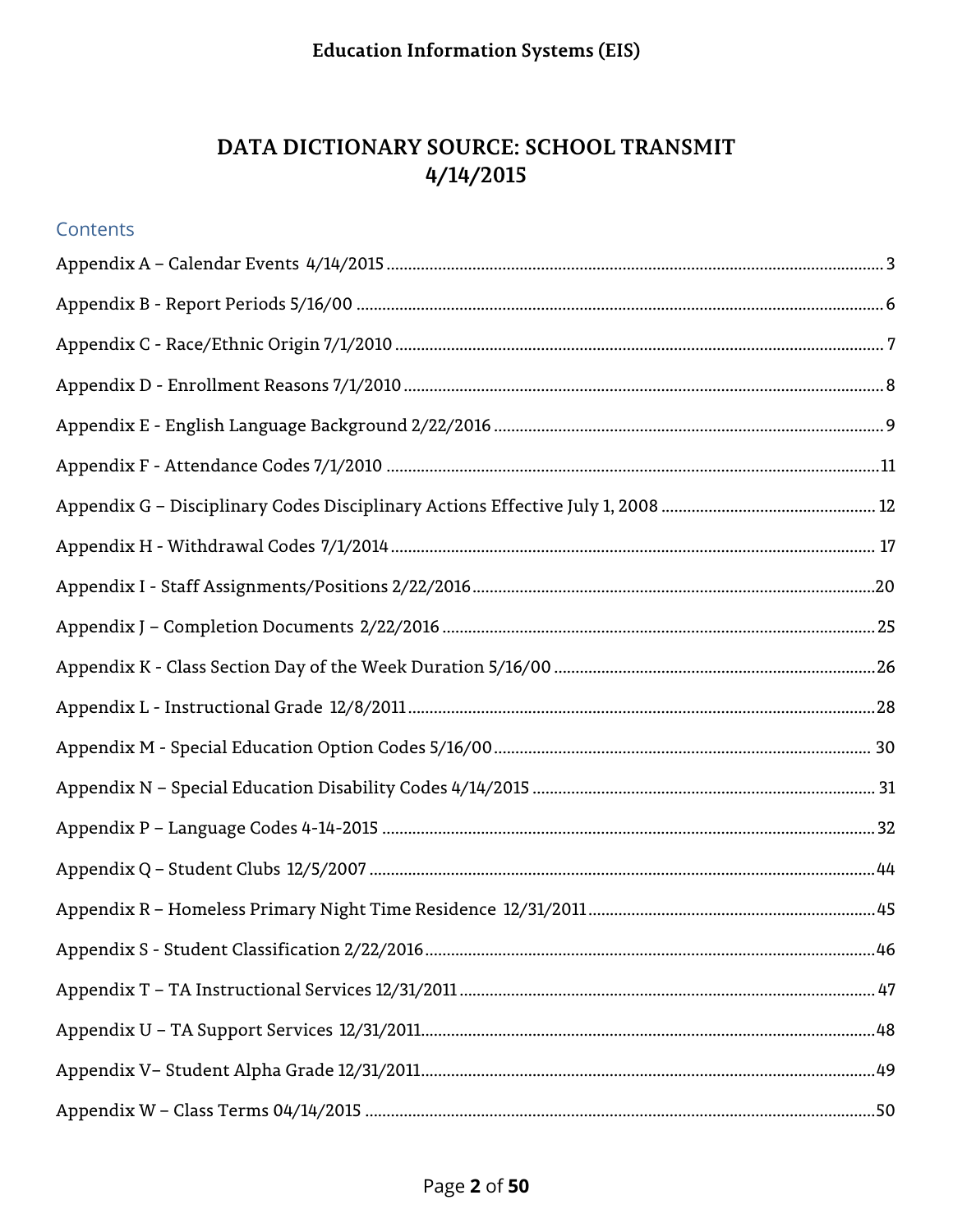Education Information Systems (EIS)

# DATA DICTIONARY SOURCE: SCHOOL TRANSMIT
# 4/14/2015

## Contents

Appendix A – Calendar Events 4/14/2015 .......... 3

Appendix B - Report Periods 5/16/00 .......... 6

Appendix C - Race/Ethnic Origin 7/1/2010 .......... 7

Appendix D - Enrollment Reasons 7/1/2010 .......... 8

Appendix E - English Language Background 2/22/2016 .......... 9

Appendix F - Attendance Codes 7/1/2010 .......... 11

Appendix G – Disciplinary Codes Disciplinary Actions Effective July 1, 2008 .......... 12

Appendix H - Withdrawal Codes 7/1/2014 .......... 17

Appendix I - Staff Assignments/Positions 2/22/2016 .......... 20

Appendix J – Completion Documents 2/22/2016 .......... 25

Appendix K - Class Section Day of the Week Duration 5/16/00 .......... 26

Appendix L - Instructional Grade 12/8/2011 .......... 28

Appendix M - Special Education Option Codes 5/16/00 .......... 30

Appendix N – Special Education Disability Codes 4/14/2015 .......... 31

Appendix P – Language Codes 4-14-2015 .......... 32

Appendix Q – Student Clubs 12/5/2007 .......... 44

Appendix R – Homeless Primary Night Time Residence 12/31/2011 .......... 45

Appendix S - Student Classification 2/22/2016 .......... 46

Appendix T – TA Instructional Services 12/31/2011 .......... 47

Appendix U – TA Support Services 12/31/2011 .......... 48

Appendix V– Student Alpha Grade 12/31/2011 .......... 49

Appendix W – Class Terms 04/14/2015 .......... 50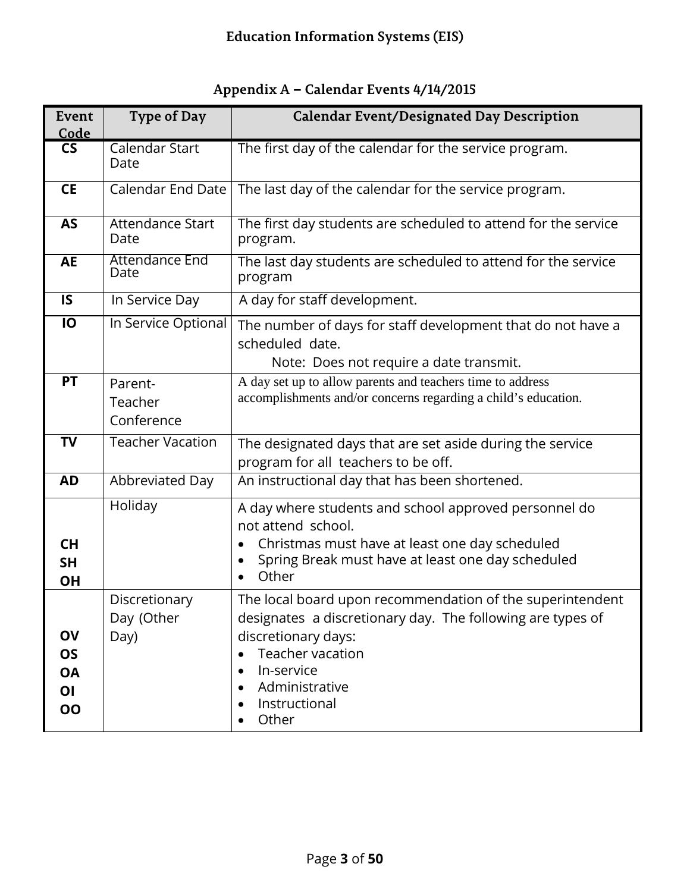## Appendix A – Calendar Events 4/14/2015

| Event Code | Type of Day | Calendar Event/Designated Day Description |
|---|---|---|
| **CS** | Calendar Start Date | The first day of the calendar for the service program. |
| **CE** | Calendar End Date | The last day of the calendar for the service program. |
| **AS** | Attendance Start Date | The first day students are scheduled to attend for the service program. |
| **AE** | Attendance End Date | The last day students are scheduled to attend for the service program |
| **IS** | In Service Day | A day for staff development. |
| **IO** | In Service Optional | The number of days for staff development that do not have a scheduled date.<br>Note: Does not require a date transmit. |
| **PT** | Parent-Teacher Conference | A day set up to allow parents and teachers time to address accomplishments and/or concerns regarding a child's education. |
| **TV** | Teacher Vacation | The designated days that are set aside during the service program for all teachers to be off. |
| **AD** | Abbreviated Day | An instructional day that has been shortened. |
| **CH**<br>**SH**<br>**OH** | Holiday | A day where students and school approved personnel do not attend school.<br>• Christmas must have at least one day scheduled<br>• Spring Break must have at least one day scheduled<br>• Other |
| **OV**<br>**OS**<br>**OA**<br>**OI**<br>**OO** | Discretionary Day (Other Day) | The local board upon recommendation of the superintendent designates a discretionary day. The following are types of discretionary days:<br>• Teacher vacation<br>• In-service<br>• Administrative<br>• Instructional<br>• Other |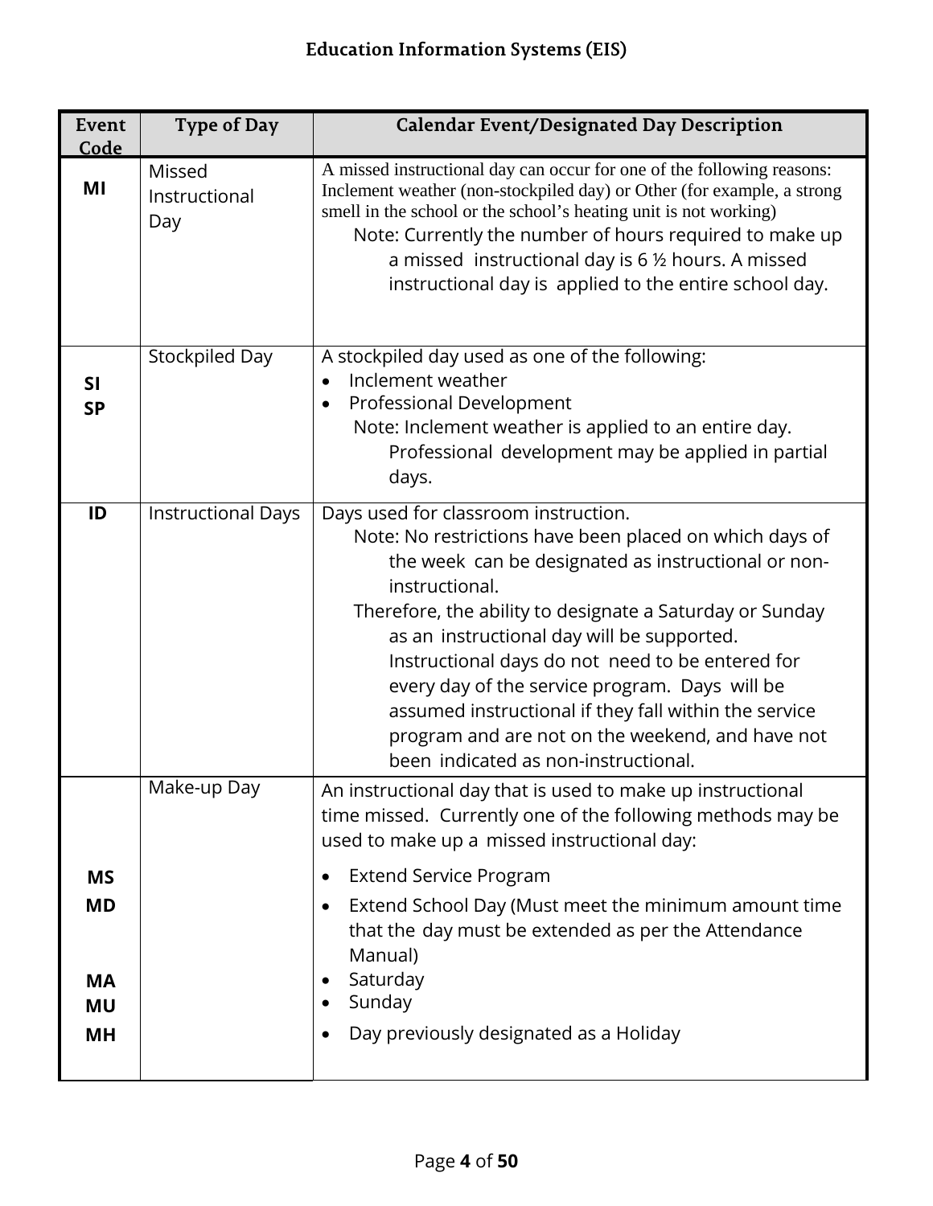| Event Code | Type of Day | Calendar Event/Designated Day Description |
|---|---|---|
| **MI** | Missed Instructional Day | A missed instructional day can occur for one of the following reasons: Inclement weather (non-stockpiled day) or Other (for example, a strong smell in the school or the school's heating unit is not working)<br>Note: Currently the number of hours required to make up a missed instructional day is 6 ½ hours. A missed instructional day is applied to the entire school day. |
| **SI**<br>**SP** | Stockpiled Day | A stockpiled day used as one of the following:<br>• Inclement weather<br>• Professional Development<br>Note: Inclement weather is applied to an entire day. Professional development may be applied in partial days. |
| **ID** | Instructional Days | Days used for classroom instruction.<br>Note: No restrictions have been placed on which days of the week can be designated as instructional or non-instructional.<br>Therefore, the ability to designate a Saturday or Sunday as an instructional day will be supported. Instructional days do not need to be entered for every day of the service program. Days will be assumed instructional if they fall within the service program and are not on the weekend, and have not been indicated as non-instructional. |
| **MS**<br>**MD**<br>**MA**<br>**MU**<br>**MH** | Make-up Day | An instructional day that is used to make up instructional time missed. Currently one of the following methods may be used to make up a missed instructional day:<br>• Extend Service Program<br>• Extend School Day (Must meet the minimum amount time that the day must be extended as per the Attendance Manual)<br>• Saturday<br>• Sunday<br>• Day previously designated as a Holiday |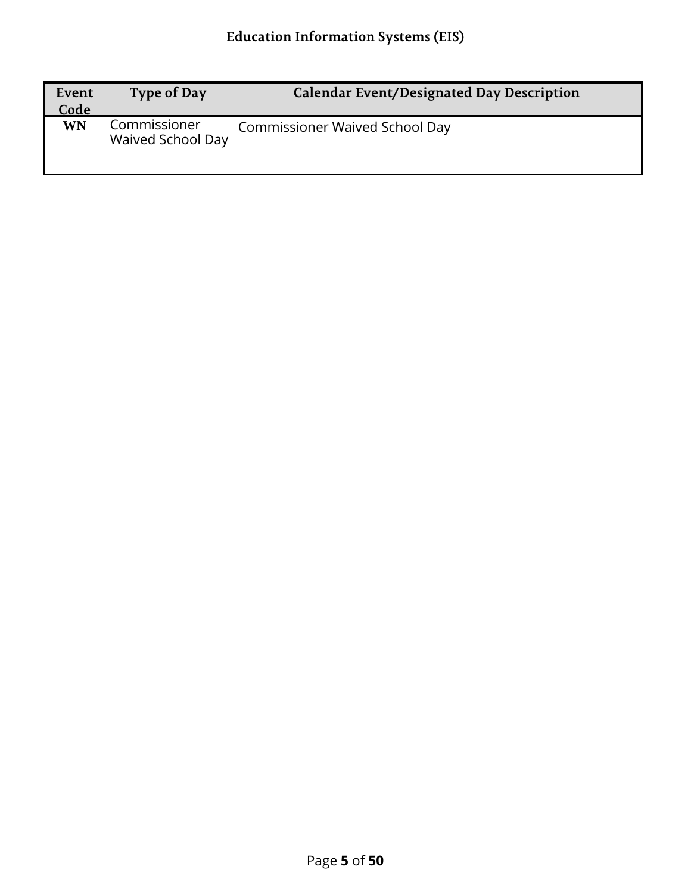| Event Code | Type of Day | Calendar Event/Designated Day Description |
|---|---|---|
| **WN** | Commissioner Waived School Day | Commissioner Waived School Day |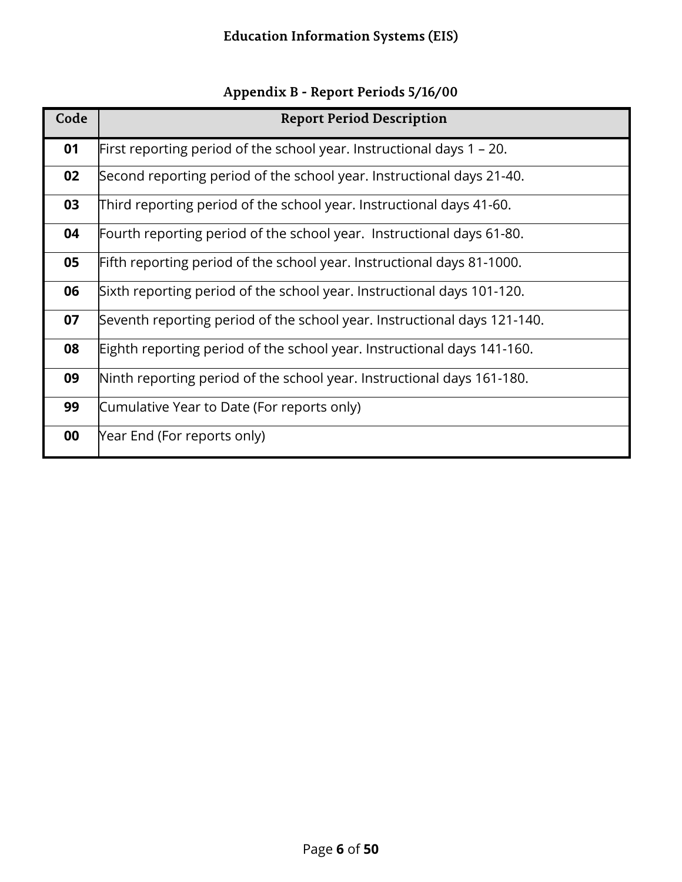## Appendix B - Report Periods 5/16/00

| Code | Report Period Description |
|---|---|
| **01** | First reporting period of the school year. Instructional days 1 – 20. |
| **02** | Second reporting period of the school year. Instructional days 21-40. |
| **03** | Third reporting period of the school year. Instructional days 41-60. |
| **04** | Fourth reporting period of the school year. Instructional days 61-80. |
| **05** | Fifth reporting period of the school year. Instructional days 81-1000. |
| **06** | Sixth reporting period of the school year. Instructional days 101-120. |
| **07** | Seventh reporting period of the school year. Instructional days 121-140. |
| **08** | Eighth reporting period of the school year. Instructional days 141-160. |
| **09** | Ninth reporting period of the school year. Instructional days 161-180. |
| **99** | Cumulative Year to Date (For reports only) |
| **00** | Year End (For reports only) |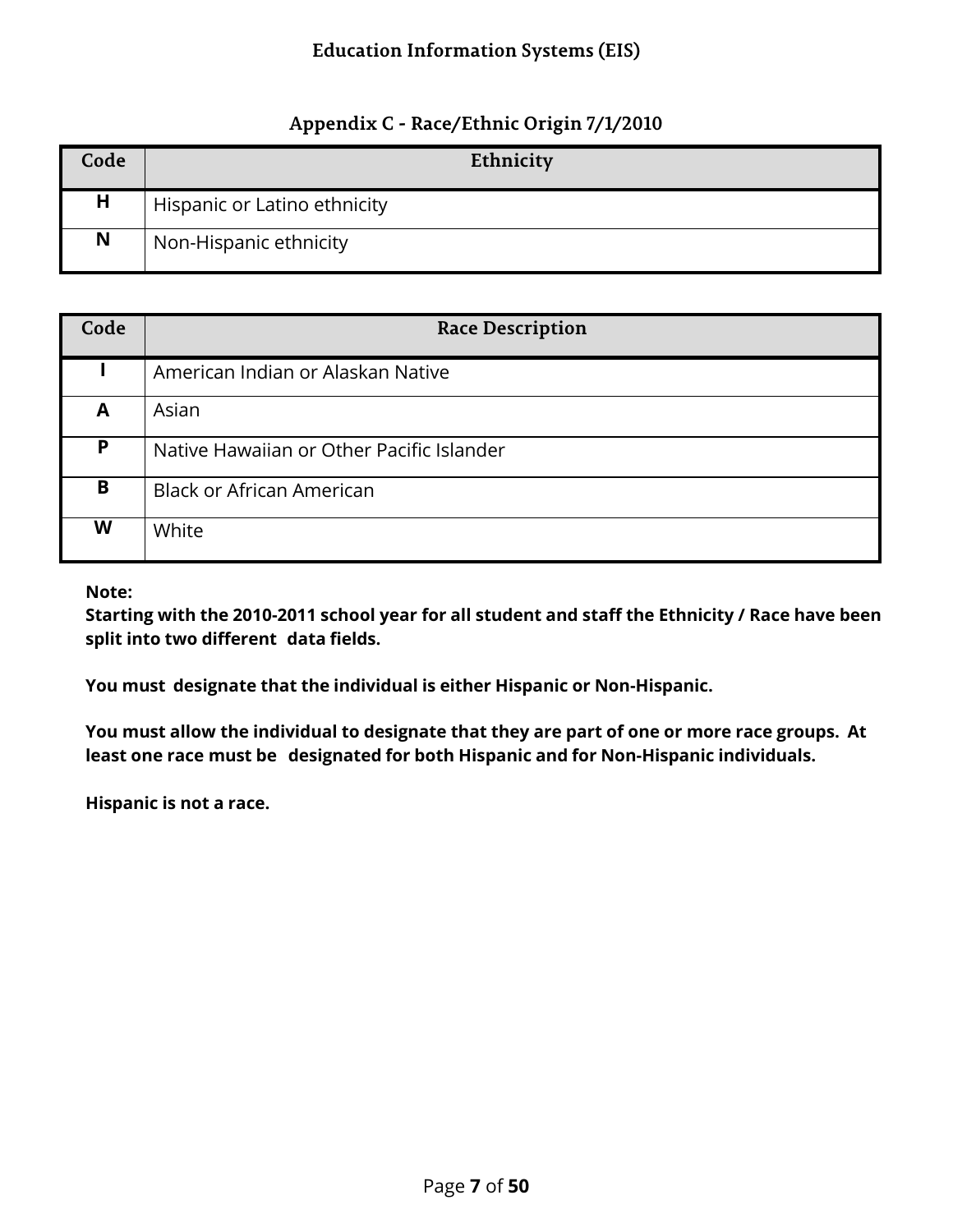## Appendix C - Race/Ethnic Origin 7/1/2010

| Code | Ethnicity |
| --- | --- |
| **H** | Hispanic or Latino ethnicity |
| **N** | Non-Hispanic ethnicity |

| Code | Race Description |
| --- | --- |
| **I** | American Indian or Alaskan Native |
| **A** | Asian |
| **P** | Native Hawaiian or Other Pacific Islander |
| **B** | Black or African American |
| **W** | White |

**Note:**
**Starting with the 2010-2011 school year for all student and staff the Ethnicity / Race have been split into two different data fields.**

**You must designate that the individual is either Hispanic or Non-Hispanic.**

**You must allow the individual to designate that they are part of one or more race groups. At least one race must be designated for both Hispanic and for Non-Hispanic individuals.**

**Hispanic is not a race.**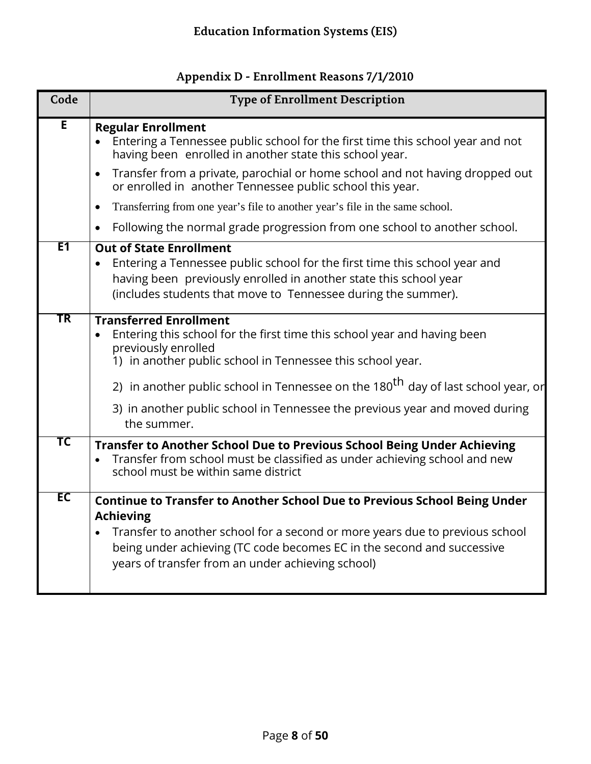# Education Information Systems (EIS)

## Appendix D - Enrollment Reasons 7/1/2010

| Code | Type of Enrollment Description |
|---|---|
| **E** | **Regular Enrollment**<br>• Entering a Tennessee public school for the first time this school year and not having been enrolled in another state this school year.<br>• Transfer from a private, parochial or home school and not having dropped out or enrolled in another Tennessee public school this year.<br>• Transferring from one year's file to another year's file in the same school.<br>• Following the normal grade progression from one school to another school. |
| **E1** | **Out of State Enrollment**<br>• Entering a Tennessee public school for the first time this school year and having been previously enrolled in another state this school year (includes students that move to Tennessee during the summer). |
| **TR** | **Transferred Enrollment**<br>• Entering this school for the first time this school year and having been previously enrolled<br>1) in another public school in Tennessee this school year.<br>2) in another public school in Tennessee on the 180th day of last school year, or<br>3) in another public school in Tennessee the previous year and moved during the summer. |
| **TC** | **Transfer to Another School Due to Previous School Being Under Achieving**<br>• Transfer from school must be classified as under achieving school and new school must be within same district |
| **EC** | **Continue to Transfer to Another School Due to Previous School Being Under Achieving**<br>• Transfer to another school for a second or more years due to previous school being under achieving (TC code becomes EC in the second and successive years of transfer from an under achieving school) |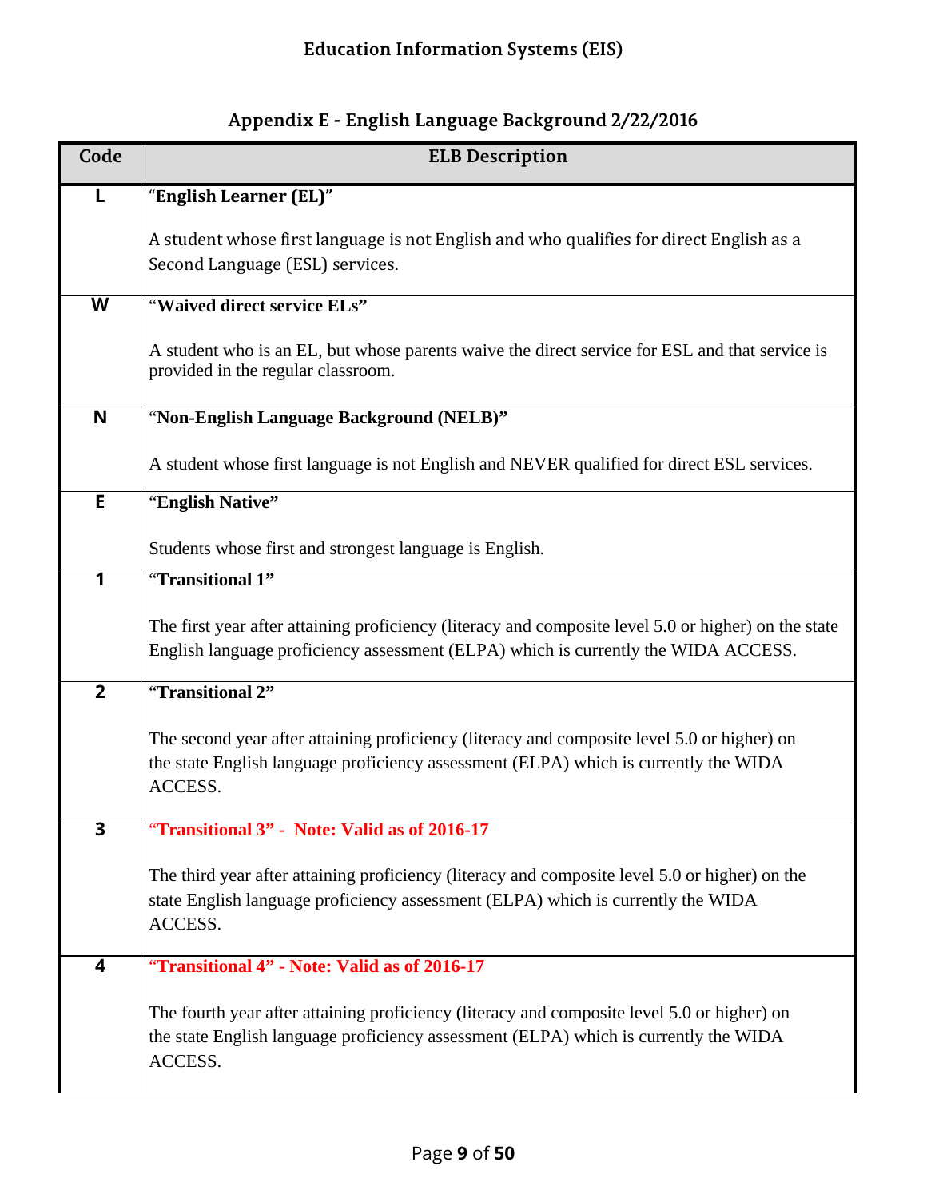## Appendix E - English Language Background 2/22/2016

| Code | ELB Description |
|---|---|
| L | **"English Learner (EL)"**<br><br>A student whose first language is not English and who qualifies for direct English as a Second Language (ESL) services. |
| W | **"Waived direct service ELs"**<br><br>A student who is an EL, but whose parents waive the direct service for ESL and that service is provided in the regular classroom. |
| N | **"Non-English Language Background (NELB)"**<br><br>A student whose first language is not English and NEVER qualified for direct ESL services. |
| E | **"English Native"**<br><br>Students whose first and strongest language is English. |
| 1 | **"Transitional 1"**<br><br>The first year after attaining proficiency (literacy and composite level 5.0 or higher) on the state English language proficiency assessment (ELPA) which is currently the WIDA ACCESS. |
| 2 | **"Transitional 2"**<br><br>The second year after attaining proficiency (literacy and composite level 5.0 or higher) on the state English language proficiency assessment (ELPA) which is currently the WIDA ACCESS. |
| 3 | **"Transitional 3" - Note: Valid as of 2016-17**<br><br>The third year after attaining proficiency (literacy and composite level 5.0 or higher) on the state English language proficiency assessment (ELPA) which is currently the WIDA ACCESS. |
| 4 | **"Transitional 4" - Note: Valid as of 2016-17**<br><br>The fourth year after attaining proficiency (literacy and composite level 5.0 or higher) on the state English language proficiency assessment (ELPA) which is currently the WIDA ACCESS. |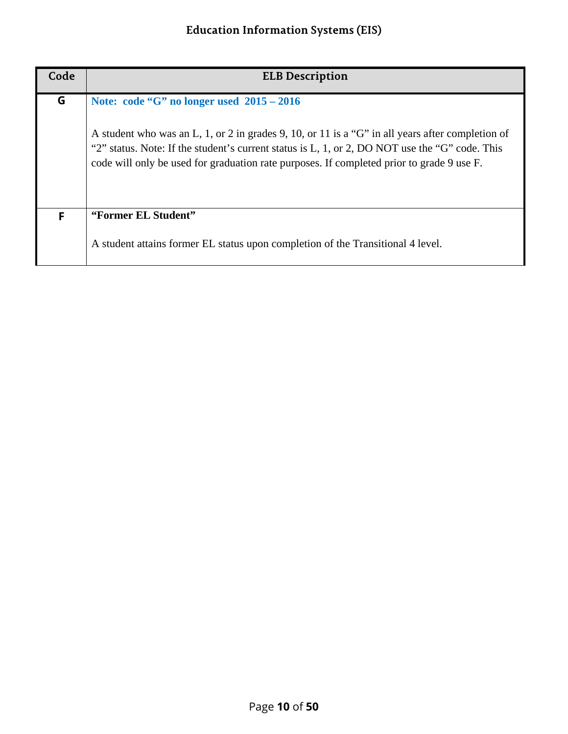| Code | ELB Description |
| --- | --- |
| **G** | **Note: code "G" no longer used 2015 – 2016**<br><br>A student who was an L, 1, or 2 in grades 9, 10, or 11 is a "G" in all years after completion of "2" status. Note: If the student's current status is L, 1, or 2, DO NOT use the "G" code. This code will only be used for graduation rate purposes. If completed prior to grade 9 use F. |
| **F** | **"Former EL Student"**<br><br>A student attains former EL status upon completion of the Transitional 4 level. |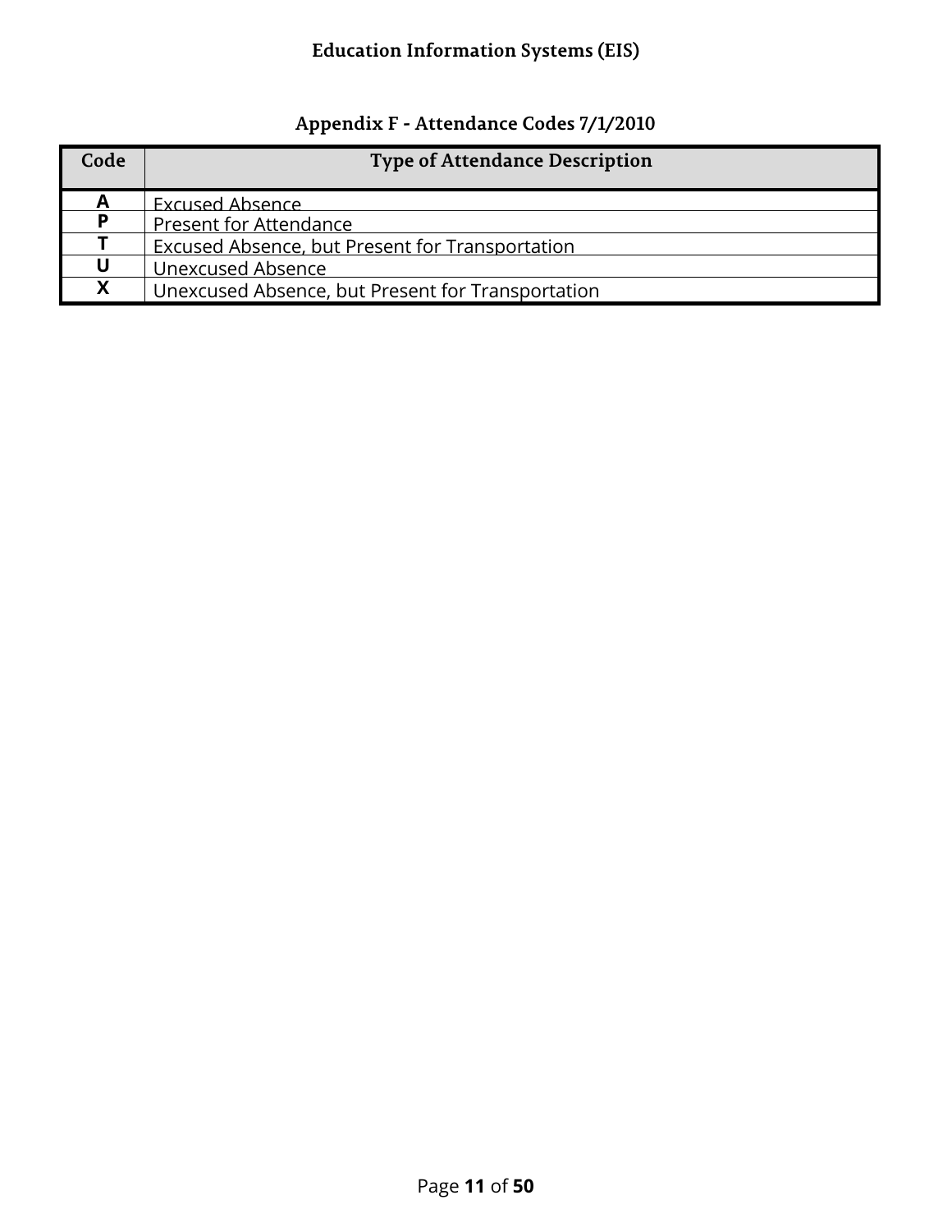## Appendix F - Attendance Codes 7/1/2010

| Code | Type of Attendance Description |
|---|---|
| **A** | Excused Absence |
| **P** | Present for Attendance |
| **T** | Excused Absence, but Present for Transportation |
| **U** | Unexcused Absence |
| **X** | Unexcused Absence, but Present for Transportation |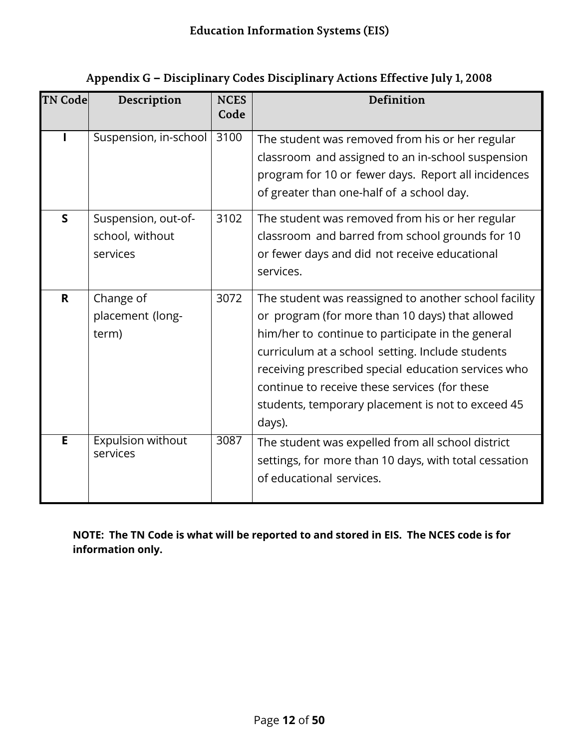## Appendix G – Disciplinary Codes Disciplinary Actions Effective July 1, 2008

| TN Code | Description | NCES Code | Definition |
|---|---|---|---|
| **I** | Suspension, in-school | 3100 | The student was removed from his or her regular classroom and assigned to an in-school suspension program for 10 or fewer days. Report all incidences of greater than one-half of a school day. |
| **S** | Suspension, out-of-school, without services | 3102 | The student was removed from his or her regular classroom and barred from school grounds for 10 or fewer days and did not receive educational services. |
| **R** | Change of placement (long-term) | 3072 | The student was reassigned to another school facility or program (for more than 10 days) that allowed him/her to continue to participate in the general curriculum at a school setting. Include students receiving prescribed special education services who continue to receive these services (for these students, temporary placement is not to exceed 45 days). |
| **E** | Expulsion without services | 3087 | The student was expelled from all school district settings, for more than 10 days, with total cessation of educational services. |

**NOTE: The TN Code is what will be reported to and stored in EIS. The NCES code is for information only.**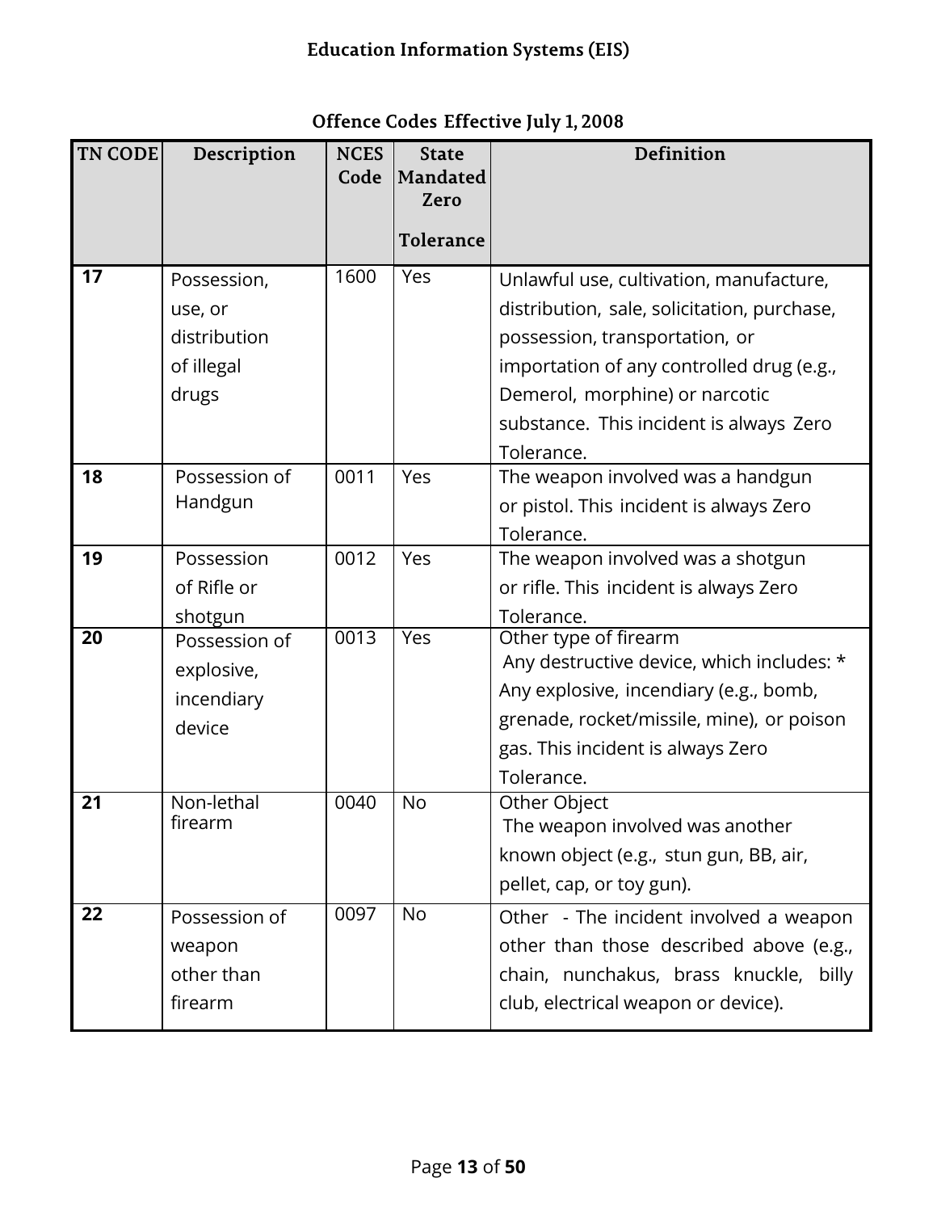**Education Information Systems (EIS)**

**Offence Codes Effective July 1, 2008**

| TN CODE | Description | NCES Code | State Mandated Zero Tolerance | Definition |
|---|---|---|---|---|
| **17** | Possession, use, or distribution of illegal drugs | 1600 | Yes | Unlawful use, cultivation, manufacture, distribution, sale, solicitation, purchase, possession, transportation, or importation of any controlled drug (e.g., Demerol, morphine) or narcotic substance. This incident is always Zero Tolerance. |
| **18** | Possession of Handgun | 0011 | Yes | The weapon involved was a handgun or pistol. This incident is always Zero Tolerance. |
| **19** | Possession of Rifle or shotgun | 0012 | Yes | The weapon involved was a shotgun or rifle. This incident is always Zero Tolerance. |
| **20** | Possession of explosive, incendiary device | 0013 | Yes | Other type of firearm Any destructive device, which includes: * Any explosive, incendiary (e.g., bomb, grenade, rocket/missile, mine), or poison gas. This incident is always Zero Tolerance. |
| **21** | Non-lethal firearm | 0040 | No | Other Object The weapon involved was another known object (e.g., stun gun, BB, air, pellet, cap, or toy gun). |
| **22** | Possession of weapon other than firearm | 0097 | No | Other - The incident involved a weapon other than those described above (e.g., chain, nunchakus, brass knuckle, billy club, electrical weapon or device). |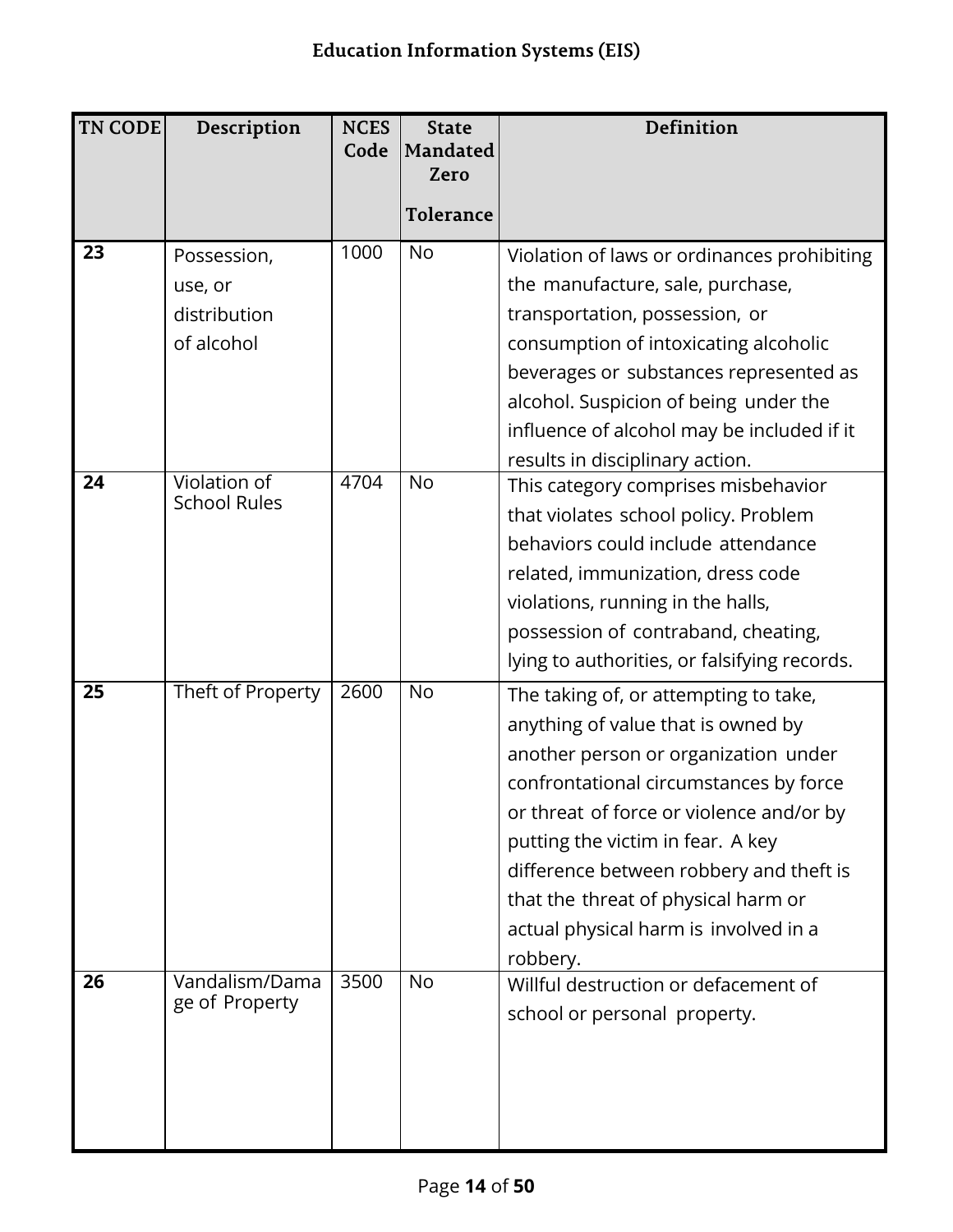| TN CODE | Description | NCES Code | State Mandated Zero Tolerance | Definition |
|---|---|---|---|---|
| **23** | Possession, use, or distribution of alcohol | 1000 | No | Violation of laws or ordinances prohibiting the manufacture, sale, purchase, transportation, possession, or consumption of intoxicating alcoholic beverages or substances represented as alcohol. Suspicion of being under the influence of alcohol may be included if it results in disciplinary action. |
| **24** | Violation of School Rules | 4704 | No | This category comprises misbehavior that violates school policy. Problem behaviors could include attendance related, immunization, dress code violations, running in the halls, possession of contraband, cheating, lying to authorities, or falsifying records. |
| **25** | Theft of Property | 2600 | No | The taking of, or attempting to take, anything of value that is owned by another person or organization under confrontational circumstances by force or threat of force or violence and/or by putting the victim in fear. A key difference between robbery and theft is that the threat of physical harm or actual physical harm is involved in a robbery. |
| **26** | Vandalism/Damage of Property | 3500 | No | Willful destruction or defacement of school or personal property. |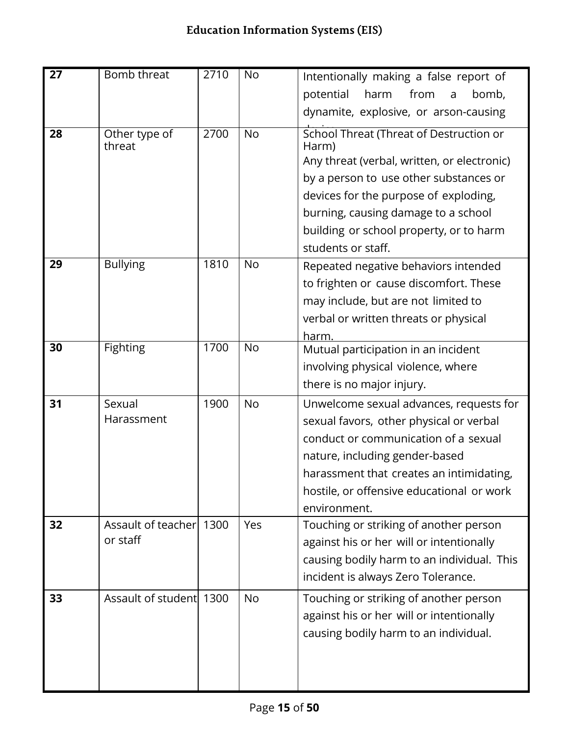| 27 | Bomb threat | 2710 | No | Intentionally making a false report of potential harm from a bomb, dynamite, explosive, or arson-causing device. |
|---|---|---|---|---|
| 28 | Other type of threat | 2700 | No | School Threat (Threat of Destruction or Harm) Any threat (verbal, written, or electronic) by a person to use other substances or devices for the purpose of exploding, burning, causing damage to a school building or school property, or to harm students or staff. |
| 29 | Bullying | 1810 | No | Repeated negative behaviors intended to frighten or cause discomfort. These may include, but are not limited to verbal or written threats or physical harm. |
| 30 | Fighting | 1700 | No | Mutual participation in an incident involving physical violence, where there is no major injury. |
| 31 | Sexual Harassment | 1900 | No | Unwelcome sexual advances, requests for sexual favors, other physical or verbal conduct or communication of a sexual nature, including gender-based harassment that creates an intimidating, hostile, or offensive educational or work environment. |
| 32 | Assault of teacher or staff | 1300 | Yes | Touching or striking of another person against his or her will or intentionally causing bodily harm to an individual. This incident is always Zero Tolerance. |
| 33 | Assault of student | 1300 | No | Touching or striking of another person against his or her will or intentionally causing bodily harm to an individual. |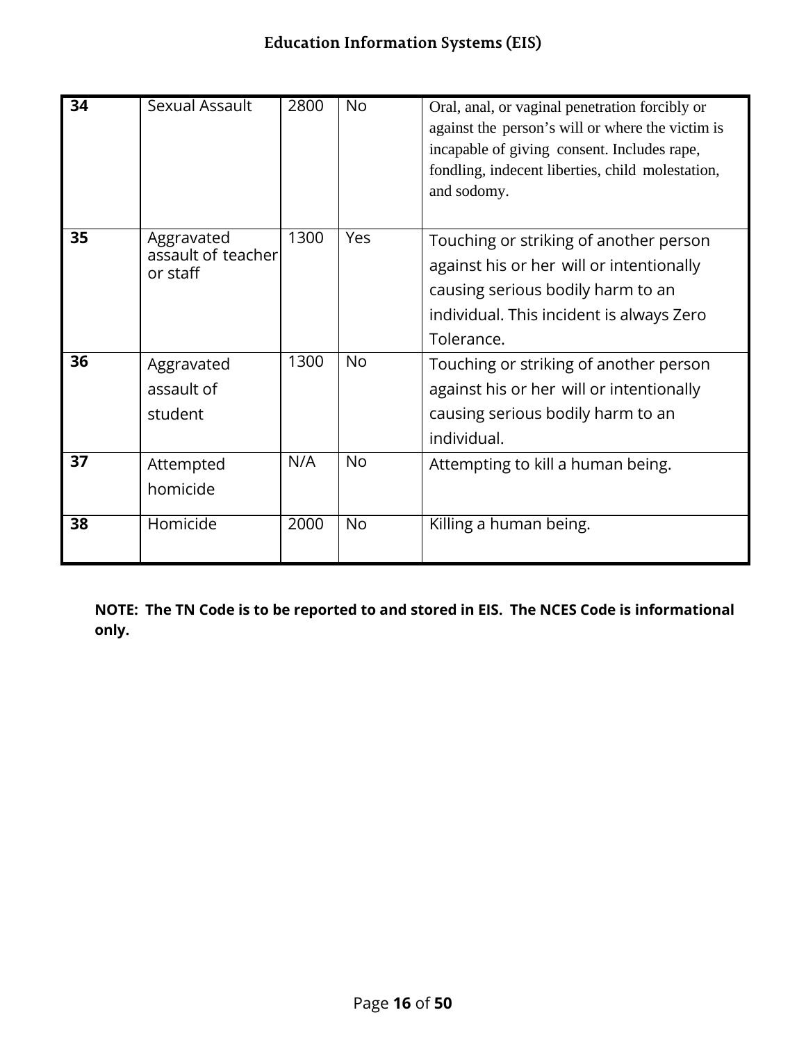| 34 | Sexual Assault | 2800 | No | Oral, anal, or vaginal penetration forcibly or against the person’s will or where the victim is incapable of giving consent. Includes rape, fondling, indecent liberties, child molestation, and sodomy. |
|---|---|---|---|---|
| 35 | Aggravated assault of teacher or staff | 1300 | Yes | Touching or striking of another person against his or her will or intentionally causing serious bodily harm to an individual. This incident is always Zero Tolerance. |
| 36 | Aggravated assault of student | 1300 | No | Touching or striking of another person against his or her will or intentionally causing serious bodily harm to an individual. |
| 37 | Attempted homicide | N/A | No | Attempting to kill a human being. |
| 38 | Homicide | 2000 | No | Killing a human being. |

**NOTE: The TN Code is to be reported to and stored in EIS. The NCES Code is informational only.**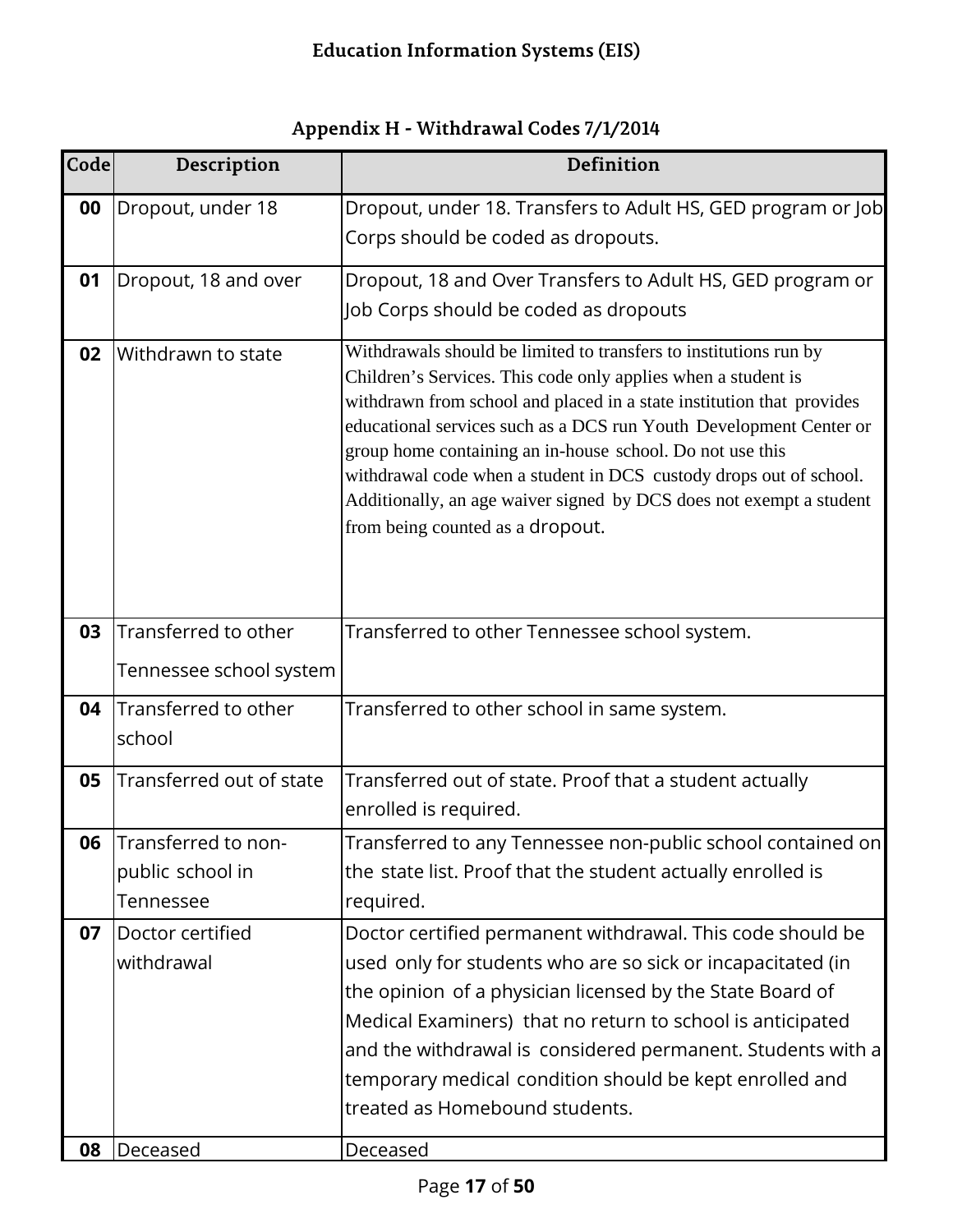## Appendix H - Withdrawal Codes 7/1/2014

| Code | Description | Definition |
|---|---|---|
| **00** | Dropout, under 18 | Dropout, under 18. Transfers to Adult HS, GED program or Job Corps should be coded as dropouts. |
| **01** | Dropout, 18 and over | Dropout, 18 and Over Transfers to Adult HS, GED program or Job Corps should be coded as dropouts |
| **02** | Withdrawn to state | Withdrawals should be limited to transfers to institutions run by Children's Services. This code only applies when a student is withdrawn from school and placed in a state institution that provides educational services such as a DCS run Youth Development Center or group home containing an in-house school. Do not use this withdrawal code when a student in DCS custody drops out of school. Additionally, an age waiver signed by DCS does not exempt a student from being counted as a dropout. |
| **03** | Transferred to other Tennessee school system | Transferred to other Tennessee school system. |
| **04** | Transferred to other school | Transferred to other school in same system. |
| **05** | Transferred out of state | Transferred out of state. Proof that a student actually enrolled is required. |
| **06** | Transferred to non-public school in Tennessee | Transferred to any Tennessee non-public school contained on the state list. Proof that the student actually enrolled is required. |
| **07** | Doctor certified withdrawal | Doctor certified permanent withdrawal. This code should be used only for students who are so sick or incapacitated (in the opinion of a physician licensed by the State Board of Medical Examiners) that no return to school is anticipated and the withdrawal is considered permanent. Students with a temporary medical condition should be kept enrolled and treated as Homebound students. |
| **08** | Deceased | Deceased |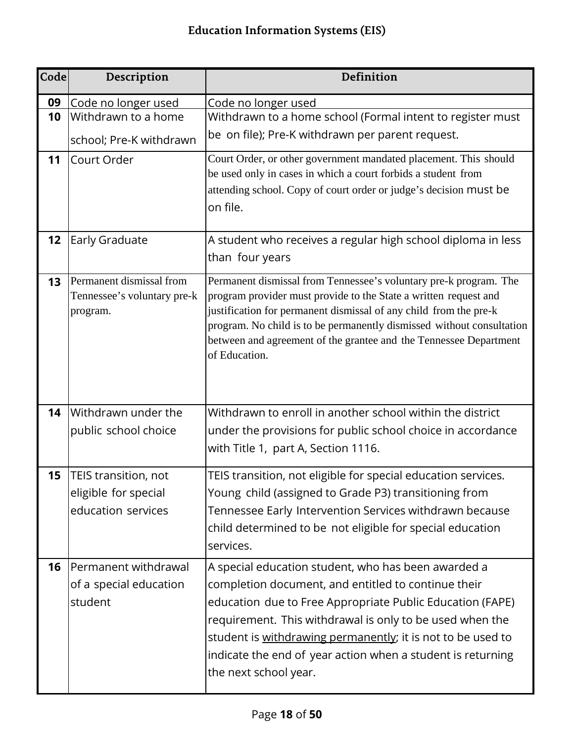| Code | Description | Definition |
|---|---|---|
| **09** | Code no longer used | Code no longer used |
| **10** | Withdrawn to a home school; Pre-K withdrawn | Withdrawn to a home school (Formal intent to register must be on file); Pre-K withdrawn per parent request. |
| **11** | Court Order | Court Order, or other government mandated placement. This should be used only in cases in which a court forbids a student from attending school. Copy of court order or judge's decision must be on file. |
| **12** | Early Graduate | A student who receives a regular high school diploma in less than four years |
| **13** | Permanent dismissal from Tennessee's voluntary pre-k program. | Permanent dismissal from Tennessee's voluntary pre-k program. The program provider must provide to the State a written request and justification for permanent dismissal of any child from the pre-k program. No child is to be permanently dismissed without consultation between and agreement of the grantee and the Tennessee Department of Education. |
| **14** | Withdrawn under the public school choice | Withdrawn to enroll in another school within the district under the provisions for public school choice in accordance with Title 1, part A, Section 1116. |
| **15** | TEIS transition, not eligible for special education services | TEIS transition, not eligible for special education services. Young child (assigned to Grade P3) transitioning from Tennessee Early Intervention Services withdrawn because child determined to be not eligible for special education services. |
| **16** | Permanent withdrawal of a special education student | A special education student, who has been awarded a completion document, and entitled to continue their education due to Free Appropriate Public Education (FAPE) requirement. This withdrawal is only to be used when the student is withdrawing permanently; it is not to be used to indicate the end of year action when a student is returning the next school year. |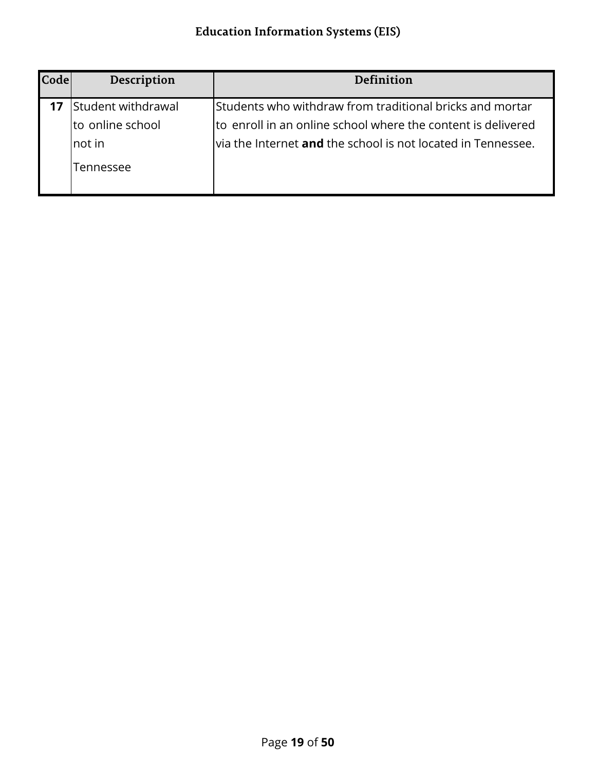| Code | Description | Definition |
| --- | --- | --- |
| **17** | Student withdrawal to online school not in Tennessee | Students who withdraw from traditional bricks and mortar to enroll in an online school where the content is delivered via the Internet **and** the school is not located in Tennessee. |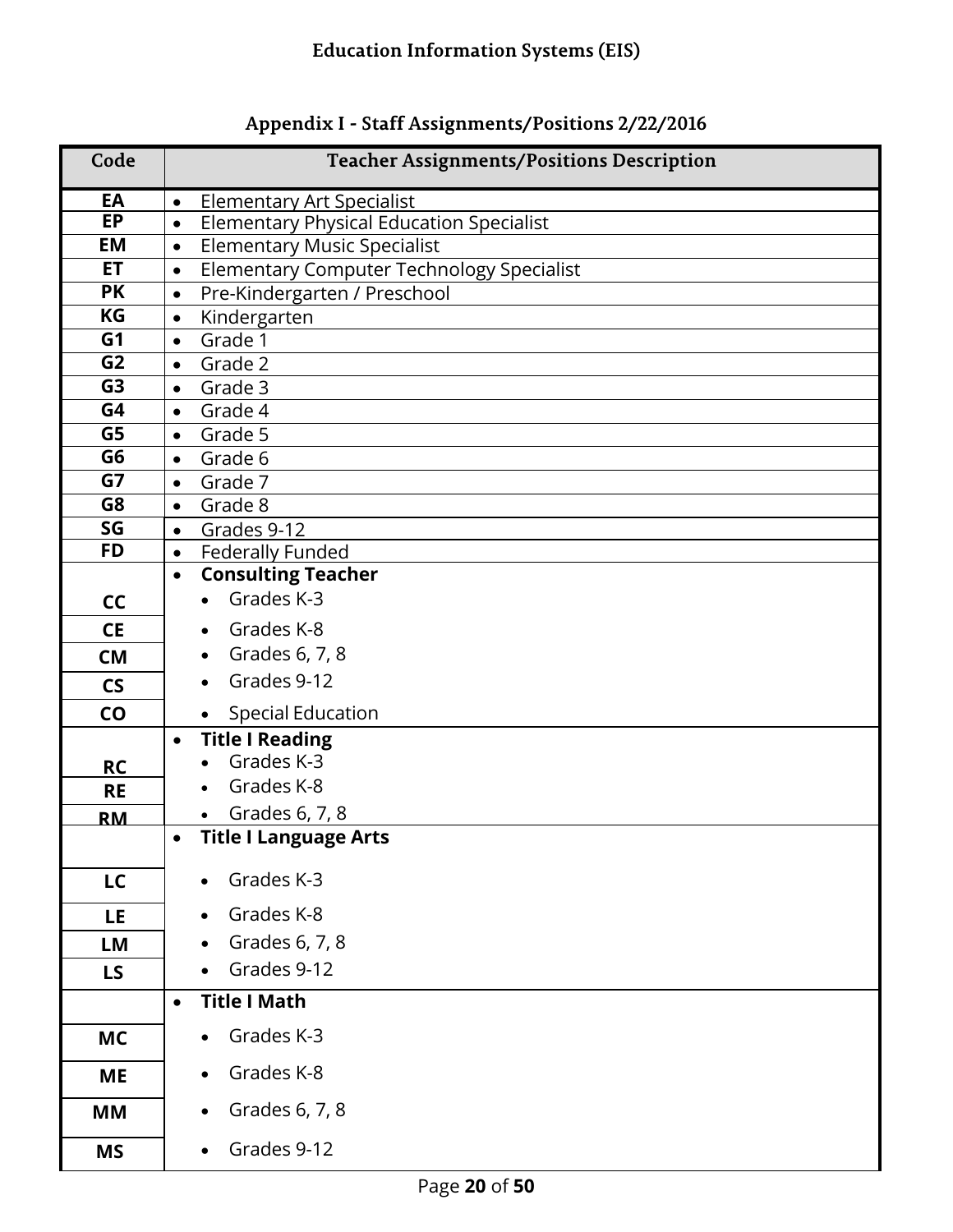## Appendix I - Staff Assignments/Positions 2/22/2016

| Code | Teacher Assignments/Positions Description |
|---|---|
| EA | • Elementary Art Specialist |
| EP | • Elementary Physical Education Specialist |
| EM | • Elementary Music Specialist |
| ET | • Elementary Computer Technology Specialist |
| PK | • Pre-Kindergarten / Preschool |
| KG | • Kindergarten |
| G1 | • Grade 1 |
| G2 | • Grade 2 |
| G3 | • Grade 3 |
| G4 | • Grade 4 |
| G5 | • Grade 5 |
| G6 | • Grade 6 |
| G7 | • Grade 7 |
| G8 | • Grade 8 |
| SG | • Grades 9-12 |
| FD | • Federally Funded |
| | • **Consulting Teacher** |
| CC | ◦ Grades K-3 |
| CE | ◦ Grades K-8 |
| CM | ◦ Grades 6, 7, 8 |
| CS | ◦ Grades 9-12 |
| CO | ◦ Special Education |
| | • **Title I Reading** |
| RC | ◦ Grades K-3 |
| RE | ◦ Grades K-8 |
| RM | ◦ Grades 6, 7, 8 |
| | • **Title I Language Arts** |
| LC | ◦ Grades K-3 |
| LE | ◦ Grades K-8 |
| LM | ◦ Grades 6, 7, 8 |
| LS | ◦ Grades 9-12 |
| | • **Title I Math** |
| MC | ◦ Grades K-3 |
| ME | ◦ Grades K-8 |
| MM | ◦ Grades 6, 7, 8 |
| MS | ◦ Grades 9-12 |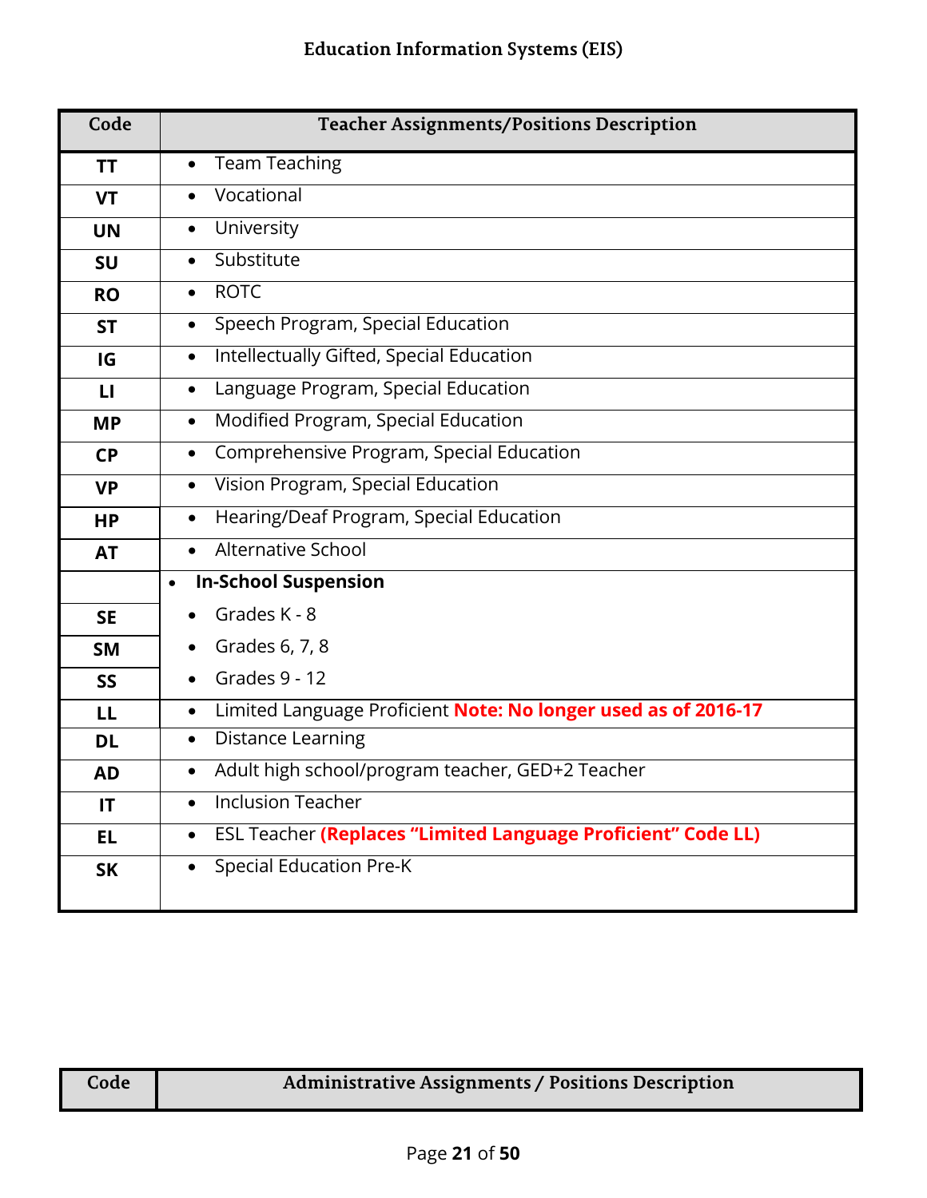| Code | Teacher Assignments/Positions Description |
|---|---|
| **TT** | • Team Teaching |
| **VT** | • Vocational |
| **UN** | • University |
| **SU** | • Substitute |
| **RO** | • ROTC |
| **ST** | • Speech Program, Special Education |
| **IG** | • Intellectually Gifted, Special Education |
| **LI** | • Language Program, Special Education |
| **MP** | • Modified Program, Special Education |
| **CP** | • Comprehensive Program, Special Education |
| **VP** | • Vision Program, Special Education |
| **HP** | • Hearing/Deaf Program, Special Education |
| **AT** | • Alternative School |
| | • **In-School Suspension** |
| **SE** | • Grades K - 8 |
| **SM** | • Grades 6, 7, 8 |
| **SS** | • Grades 9 - 12 |
| **LL** | • Limited Language Proficient **Note: No longer used as of 2016-17** |
| **DL** | • Distance Learning |
| **AD** | • Adult high school/program teacher, GED+2 Teacher |
| **IT** | • Inclusion Teacher |
| **EL** | • ESL Teacher **(Replaces "Limited Language Proficient" Code LL)** |
| **SK** | • Special Education Pre-K |

| Code | Administrative Assignments / Positions Description |
|---|---|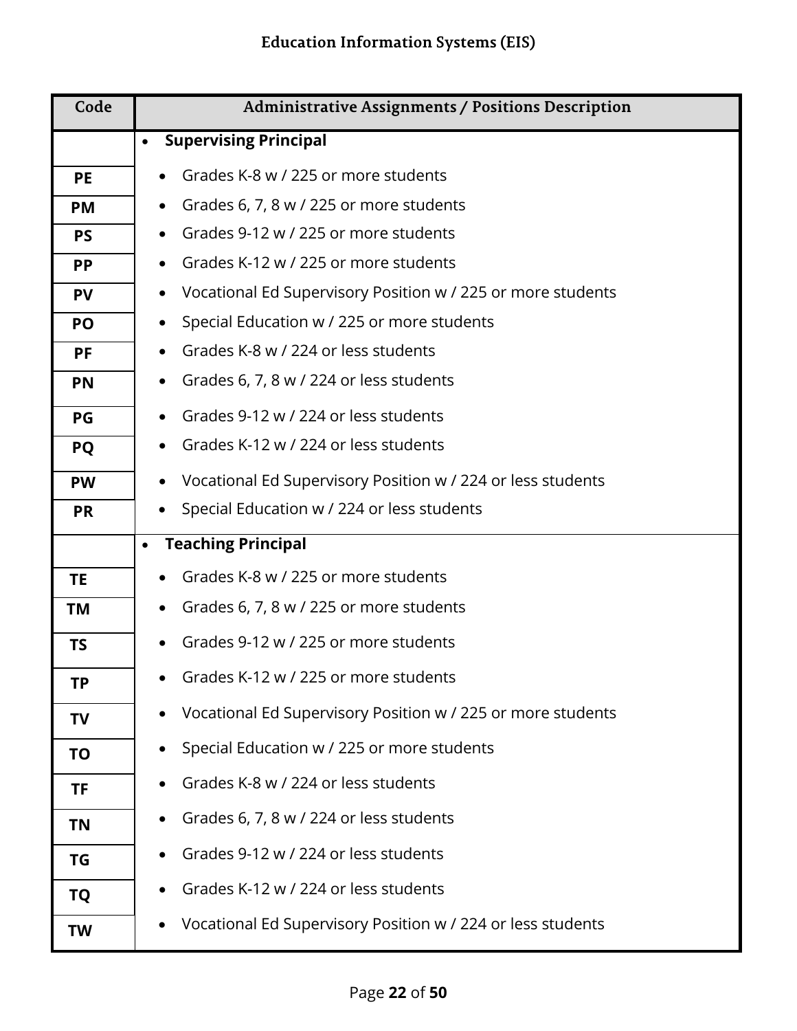| Code | Administrative Assignments / Positions Description |
|---|---|
| | • **Supervising Principal** |
| **PE** | • Grades K-8 w / 225 or more students |
| **PM** | • Grades 6, 7, 8 w / 225 or more students |
| **PS** | • Grades 9-12 w / 225 or more students |
| **PP** | • Grades K-12 w / 225 or more students |
| **PV** | • Vocational Ed Supervisory Position w / 225 or more students |
| **PO** | • Special Education w / 225 or more students |
| **PF** | • Grades K-8 w / 224 or less students |
| **PN** | • Grades 6, 7, 8 w / 224 or less students |
| **PG** | • Grades 9-12 w / 224 or less students |
| **PQ** | • Grades K-12 w / 224 or less students |
| **PW** | • Vocational Ed Supervisory Position w / 224 or less students |
| **PR** | • Special Education w / 224 or less students |
| | • **Teaching Principal** |
| **TE** | • Grades K-8 w / 225 or more students |
| **TM** | • Grades 6, 7, 8 w / 225 or more students |
| **TS** | • Grades 9-12 w / 225 or more students |
| **TP** | • Grades K-12 w / 225 or more students |
| **TV** | • Vocational Ed Supervisory Position w / 225 or more students |
| **TO** | • Special Education w / 225 or more students |
| **TF** | • Grades K-8 w / 224 or less students |
| **TN** | • Grades 6, 7, 8 w / 224 or less students |
| **TG** | • Grades 9-12 w / 224 or less students |
| **TQ** | • Grades K-12 w / 224 or less students |
| **TW** | • Vocational Ed Supervisory Position w / 224 or less students |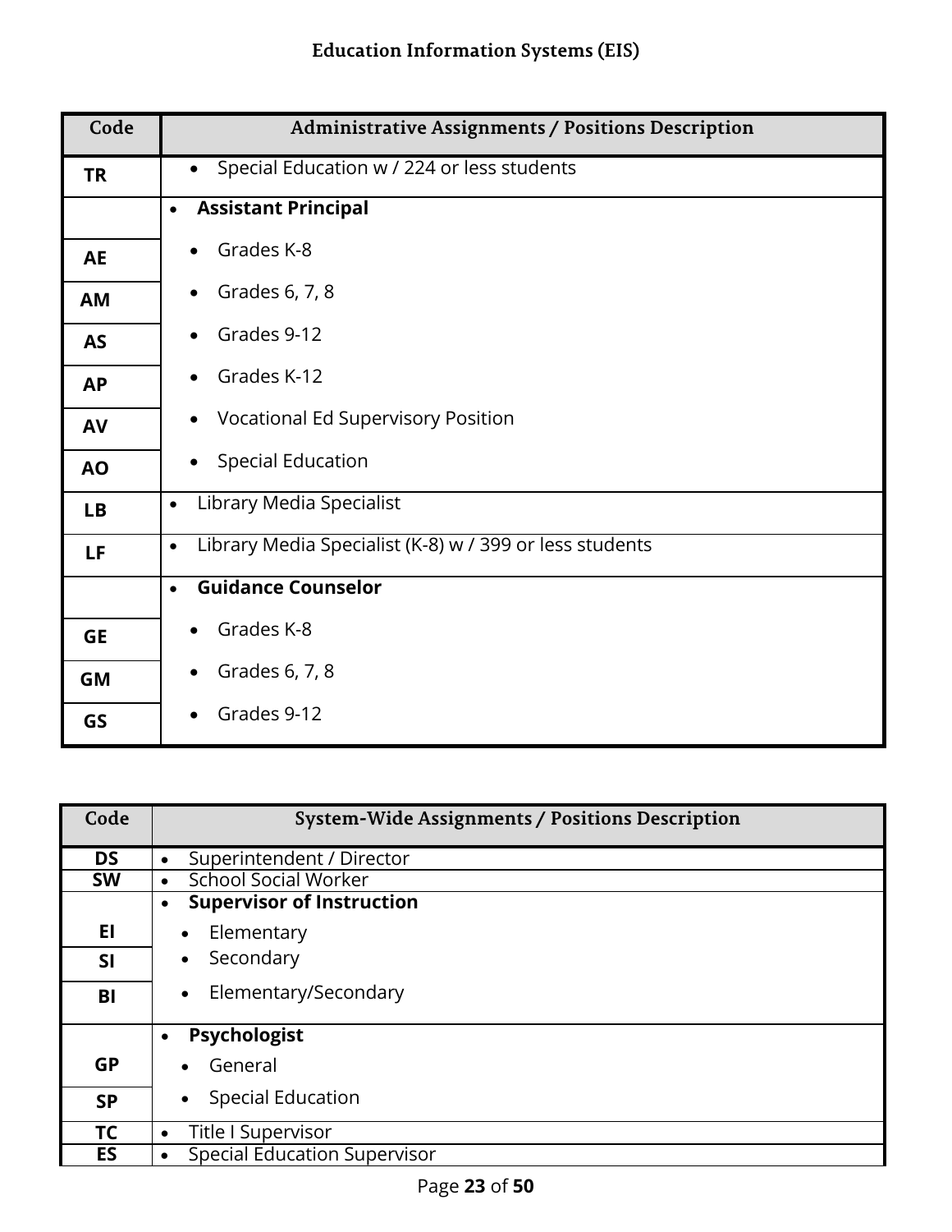| Code | Administrative Assignments / Positions Description |
|---|---|
| TR | • Special Education w / 224 or less students |
| | • **Assistant Principal** |
| AE | • Grades K-8 |
| AM | • Grades 6, 7, 8 |
| AS | • Grades 9-12 |
| AP | • Grades K-12 |
| AV | • Vocational Ed Supervisory Position |
| AO | • Special Education |
| LB | • Library Media Specialist |
| LF | • Library Media Specialist (K-8) w / 399 or less students |
| | • **Guidance Counselor** |
| GE | • Grades K-8 |
| GM | • Grades 6, 7, 8 |
| GS | • Grades 9-12 |

| Code | System-Wide Assignments / Positions Description |
|---|---|
| DS | • Superintendent / Director |
| SW | • School Social Worker |
| | • **Supervisor of Instruction** |
| EI | • Elementary |
| SI | • Secondary |
| BI | • Elementary/Secondary |
| | • **Psychologist** |
| GP | • General |
| SP | • Special Education |
| TC | • Title I Supervisor |
| ES | • Special Education Supervisor |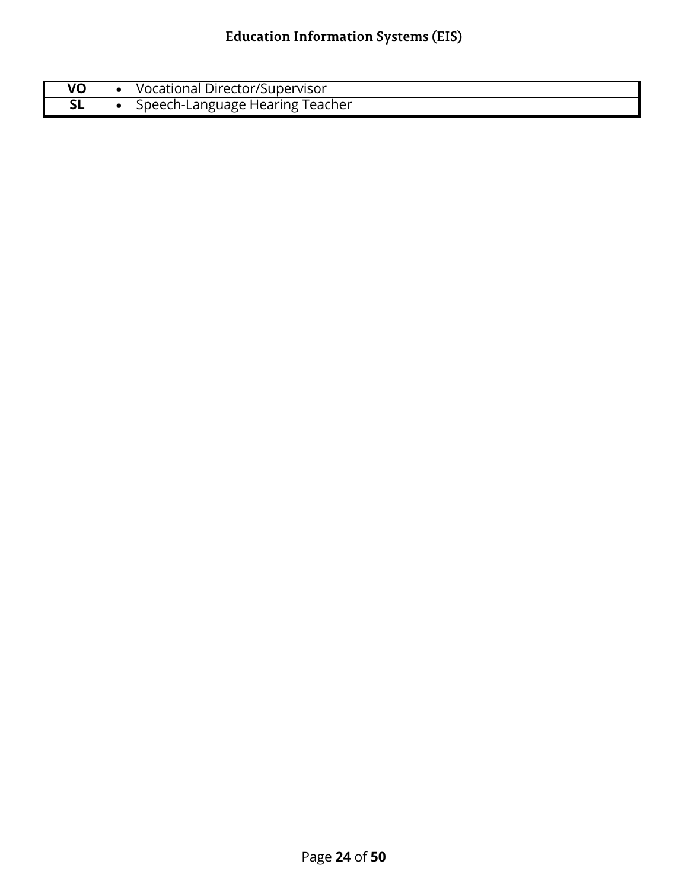| | |
|---|---|
| **VO** | • Vocational Director/Supervisor |
| **SL** | • Speech-Language Hearing Teacher |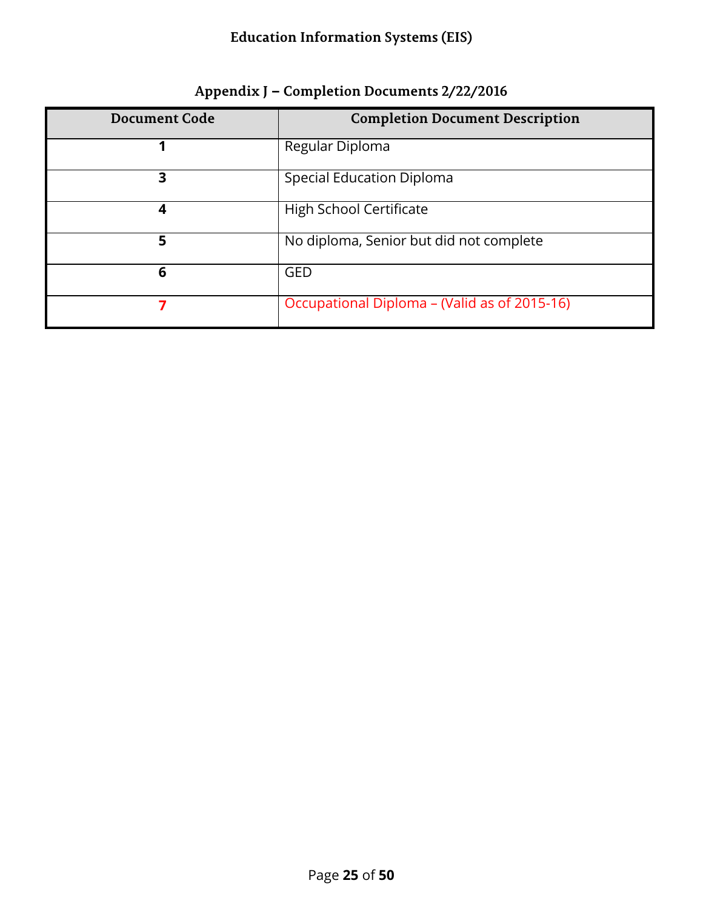## Appendix J – Completion Documents 2/22/2016

| Document Code | Completion Document Description |
|---|---|
| **1** | Regular Diploma |
| **3** | Special Education Diploma |
| **4** | High School Certificate |
| **5** | No diploma, Senior but did not complete |
| **6** | GED |
| **7** | Occupational Diploma – (Valid as of 2015-16) |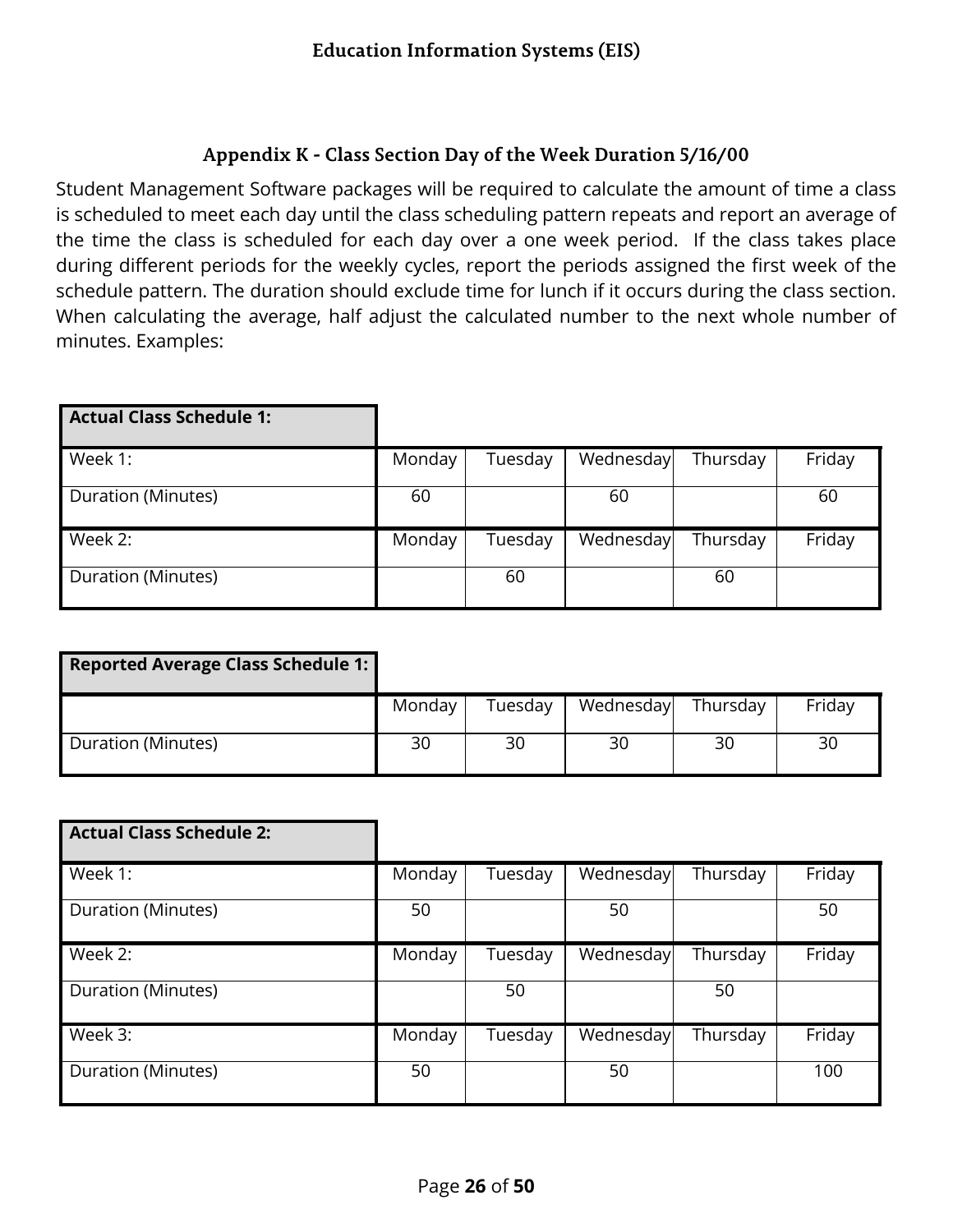## Appendix K - Class Section Day of the Week Duration 5/16/00

Student Management Software packages will be required to calculate the amount of time a class is scheduled to meet each day until the class scheduling pattern repeats and report an average of the time the class is scheduled for each day over a one week period. If the class takes place during different periods for the weekly cycles, report the periods assigned the first week of the schedule pattern. The duration should exclude time for lunch if it occurs during the class section. When calculating the average, half adjust the calculated number to the next whole number of minutes. Examples:

| **Actual Class Schedule 1:** | | | | | |
|---|---|---|---|---|---|
| Week 1: | Monday | Tuesday | Wednesday | Thursday | Friday |
| Duration (Minutes) | 60 | | 60 | | 60 |
| Week 2: | Monday | Tuesday | Wednesday | Thursday | Friday |
| Duration (Minutes) | | 60 | | 60 | |

| **Reported Average Class Schedule 1:** | | | | | |
|---|---|---|---|---|---|
| | Monday | Tuesday | Wednesday | Thursday | Friday |
| Duration (Minutes) | 30 | 30 | 30 | 30 | 30 |

| **Actual Class Schedule 2:** | | | | | |
|---|---|---|---|---|---|
| Week 1: | Monday | Tuesday | Wednesday | Thursday | Friday |
| Duration (Minutes) | 50 | | 50 | | 50 |
| Week 2: | Monday | Tuesday | Wednesday | Thursday | Friday |
| Duration (Minutes) | | 50 | | 50 | |
| Week 3: | Monday | Tuesday | Wednesday | Thursday | Friday |
| Duration (Minutes) | 50 | | 50 | | 100 |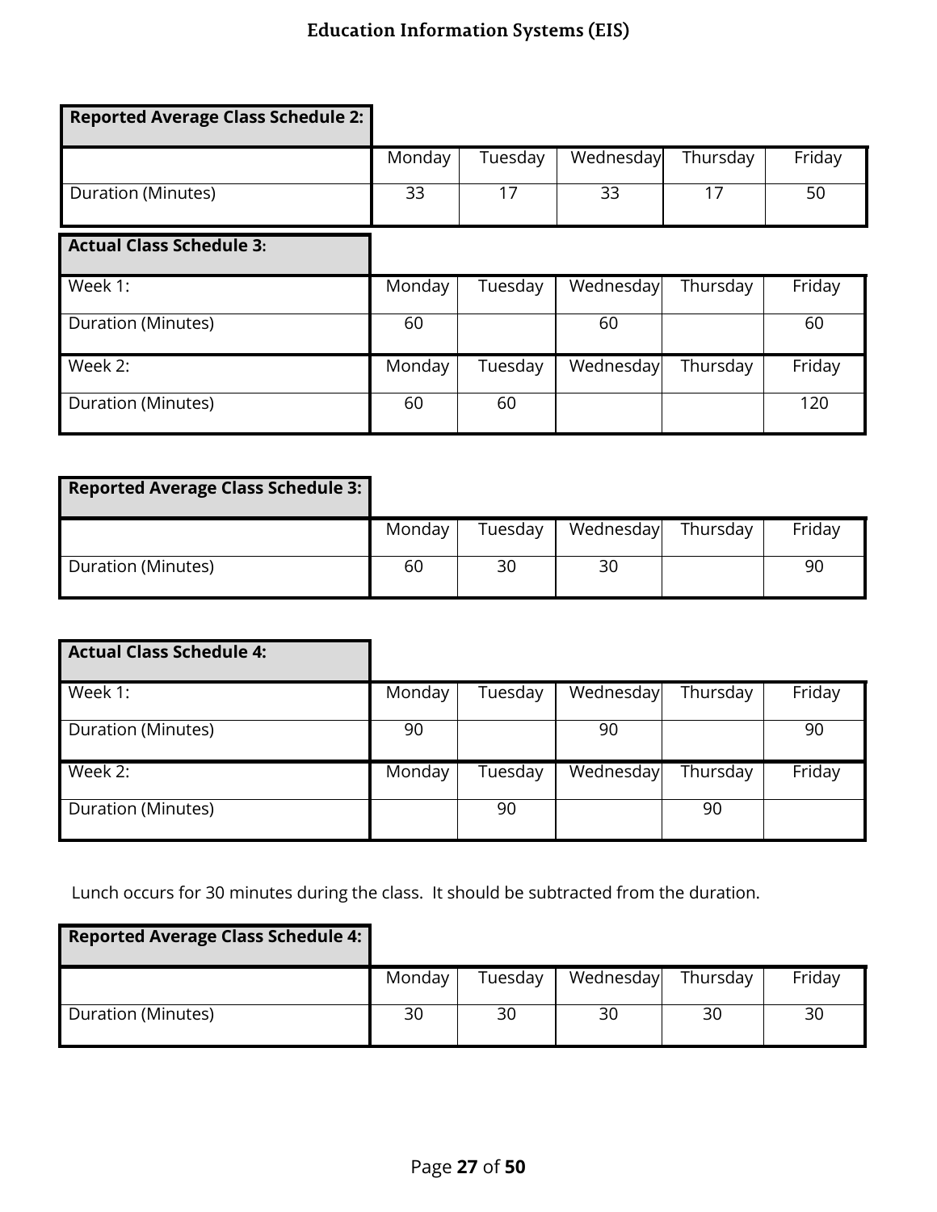**Reported Average Class Schedule 2:**

| | Monday | Tuesday | Wednesday | Thursday | Friday |
|---|---|---|---|---|---|
| Duration (Minutes) | 33 | 17 | 33 | 17 | 50 |

**Actual Class Schedule 3:**

| Week 1: | Monday | Tuesday | Wednesday | Thursday | Friday |
|---|---|---|---|---|---|
| Duration (Minutes) | 60 | | 60 | | 60 |
| **Week 2:** | **Monday** | **Tuesday** | **Wednesday** | **Thursday** | **Friday** |
| Duration (Minutes) | 60 | 60 | | | 120 |

**Reported Average Class Schedule 3:**

| | Monday | Tuesday | Wednesday | Thursday | Friday |
|---|---|---|---|---|---|
| Duration (Minutes) | 60 | 30 | 30 | | 90 |

**Actual Class Schedule 4:**

| Week 1: | Monday | Tuesday | Wednesday | Thursday | Friday |
|---|---|---|---|---|---|
| Duration (Minutes) | 90 | | 90 | | 90 |
| **Week 2:** | **Monday** | **Tuesday** | **Wednesday** | **Thursday** | **Friday** |
| Duration (Minutes) | | 90 | | 90 | |

Lunch occurs for 30 minutes during the class. It should be subtracted from the duration.

**Reported Average Class Schedule 4:**

| | Monday | Tuesday | Wednesday | Thursday | Friday |
|---|---|---|---|---|---|
| Duration (Minutes) | 30 | 30 | 30 | 30 | 30 |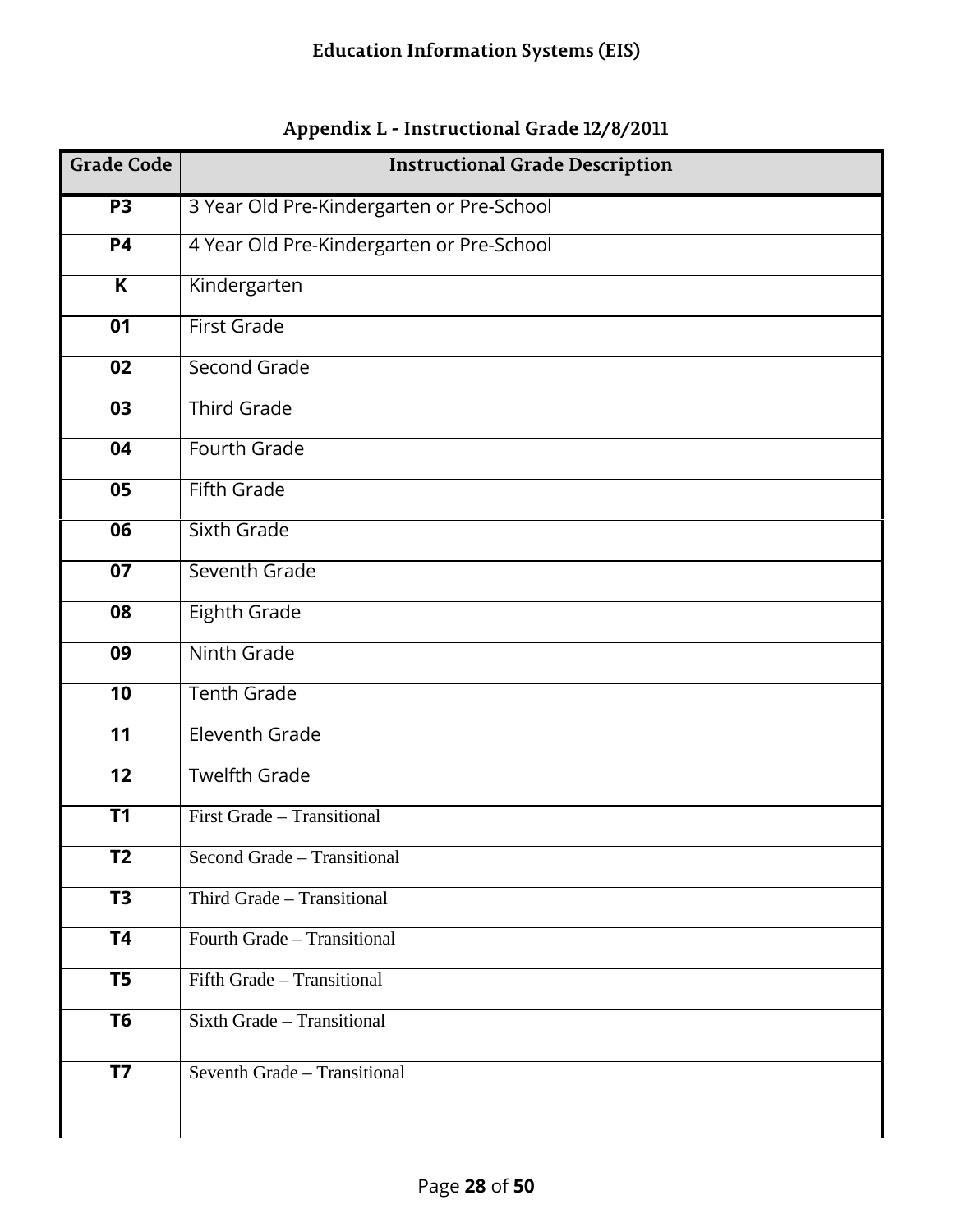# Education Information Systems (EIS)

## Appendix L - Instructional Grade 12/8/2011

| Grade Code | Instructional Grade Description |
|---|---|
| **P3** | 3 Year Old Pre-Kindergarten or Pre-School |
| **P4** | 4 Year Old Pre-Kindergarten or Pre-School |
| **K** | Kindergarten |
| **01** | First Grade |
| **02** | Second Grade |
| **03** | Third Grade |
| **04** | Fourth Grade |
| **05** | Fifth Grade |
| **06** | Sixth Grade |
| **07** | Seventh Grade |
| **08** | Eighth Grade |
| **09** | Ninth Grade |
| **10** | Tenth Grade |
| **11** | Eleventh Grade |
| **12** | Twelfth Grade |
| **T1** | First Grade – Transitional |
| **T2** | Second Grade – Transitional |
| **T3** | Third Grade – Transitional |
| **T4** | Fourth Grade – Transitional |
| **T5** | Fifth Grade – Transitional |
| **T6** | Sixth Grade – Transitional |
| **T7** | Seventh Grade – Transitional |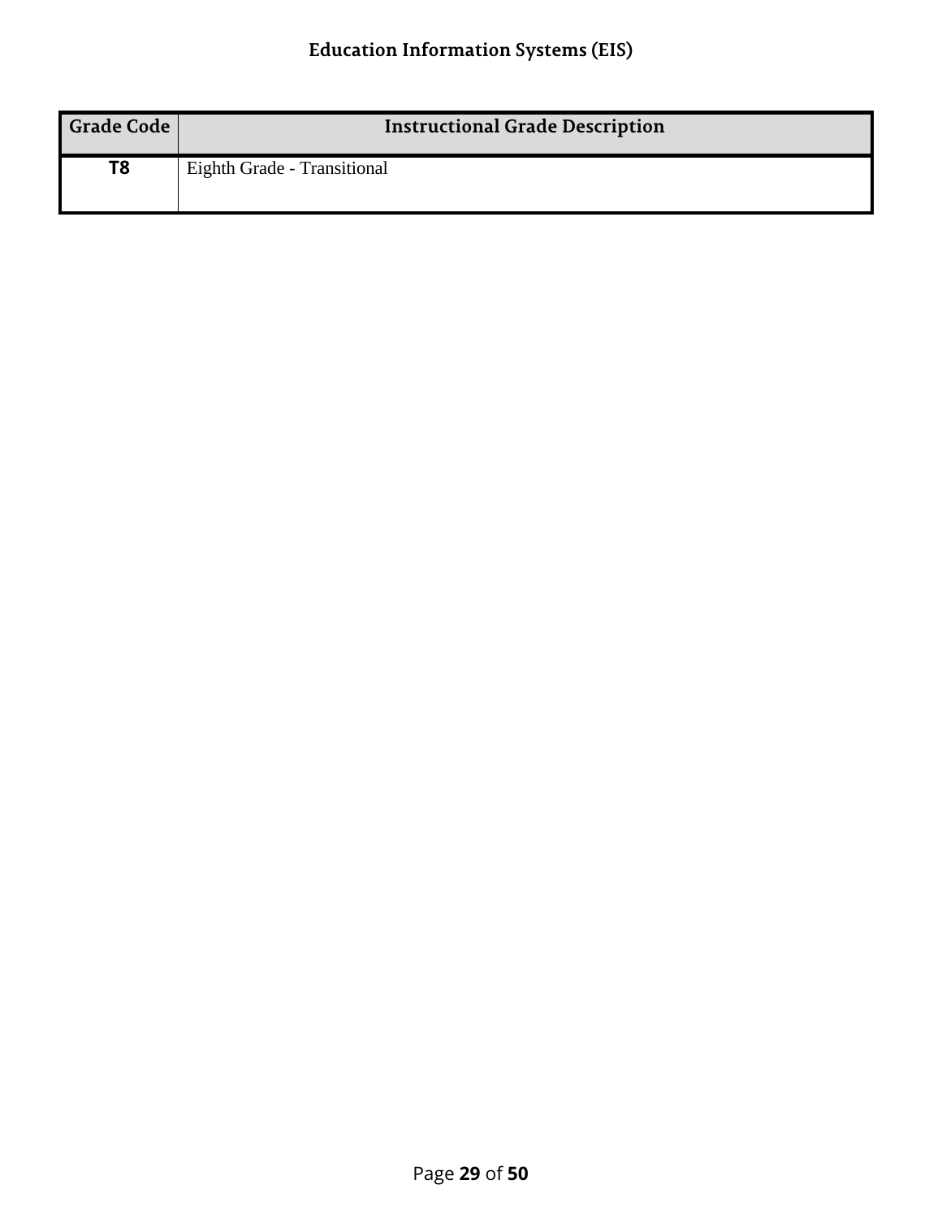| Grade Code | Instructional Grade Description |
| --- | --- |
| **T8** | Eighth Grade - Transitional |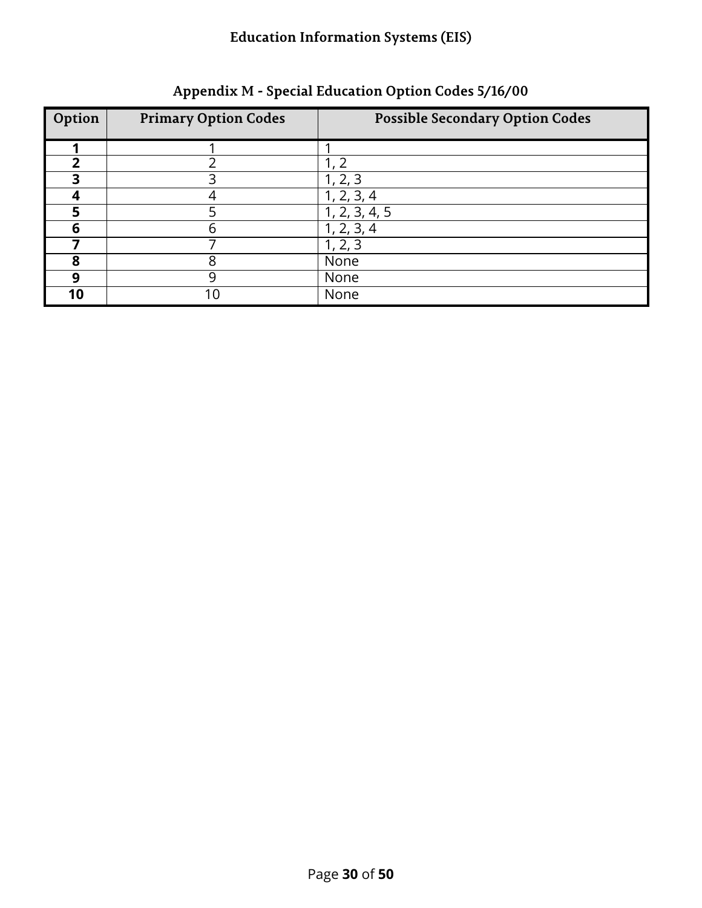## Appendix M - Special Education Option Codes 5/16/00

| Option | Primary Option Codes | Possible Secondary Option Codes |
|---|---|---|
| **1** | 1 | 1 |
| **2** | 2 | 1, 2 |
| **3** | 3 | 1, 2, 3 |
| **4** | 4 | 1, 2, 3, 4 |
| **5** | 5 | 1, 2, 3, 4, 5 |
| **6** | 6 | 1, 2, 3, 4 |
| **7** | 7 | 1, 2, 3 |
| **8** | 8 | None |
| **9** | 9 | None |
| **10** | 10 | None |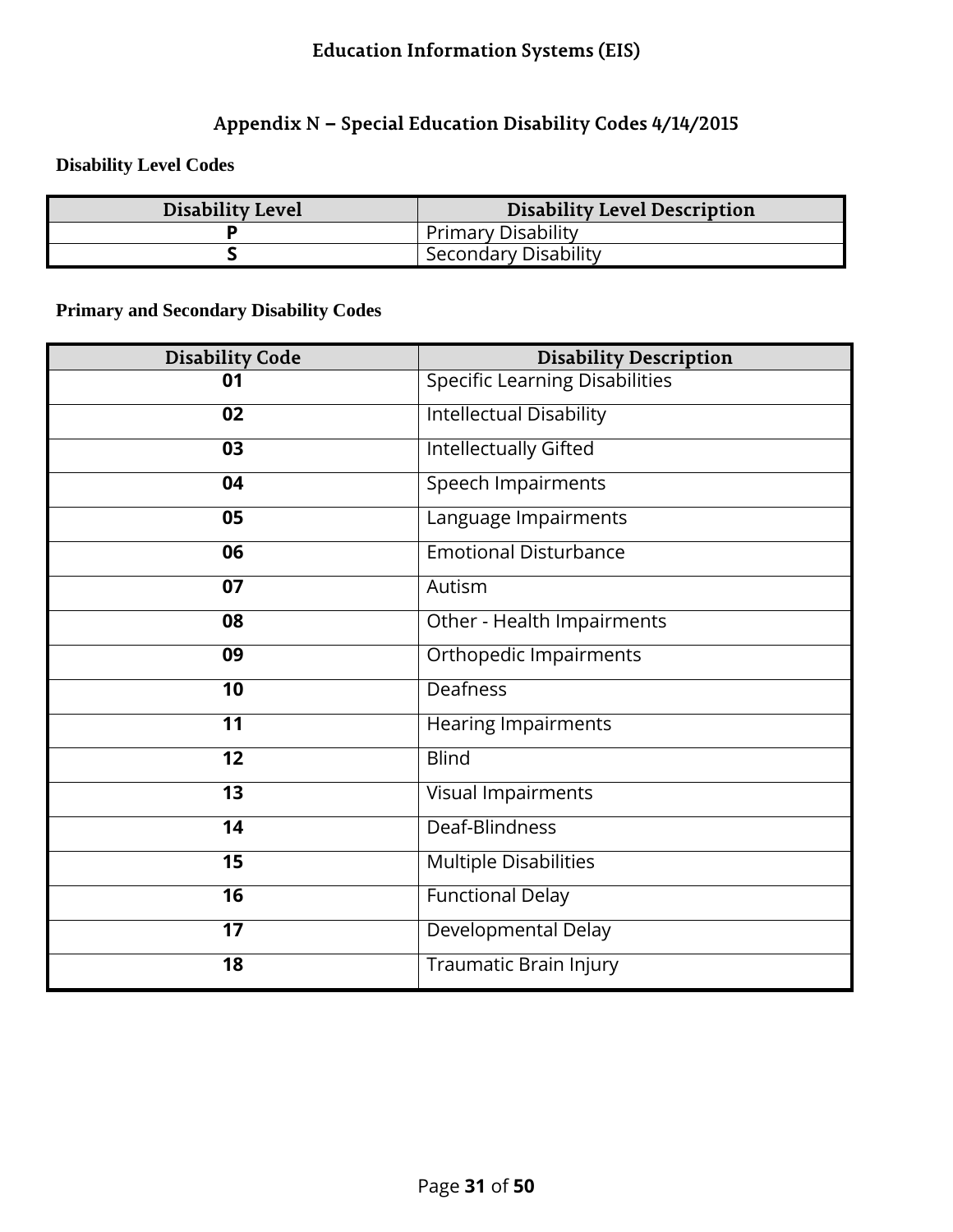# Appendix N – Special Education Disability Codes 4/14/2015

### Disability Level Codes

| Disability Level | Disability Level Description |
|---|---|
| **P** | Primary Disability |
| **S** | Secondary Disability |

### Primary and Secondary Disability Codes

| Disability Code | Disability Description |
|---|---|
| **01** | Specific Learning Disabilities |
| **02** | Intellectual Disability |
| **03** | Intellectually Gifted |
| **04** | Speech Impairments |
| **05** | Language Impairments |
| **06** | Emotional Disturbance |
| **07** | Autism |
| **08** | Other - Health Impairments |
| **09** | Orthopedic Impairments |
| **10** | Deafness |
| **11** | Hearing Impairments |
| **12** | Blind |
| **13** | Visual Impairments |
| **14** | Deaf-Blindness |
| **15** | Multiple Disabilities |
| **16** | Functional Delay |
| **17** | Developmental Delay |
| **18** | Traumatic Brain Injury |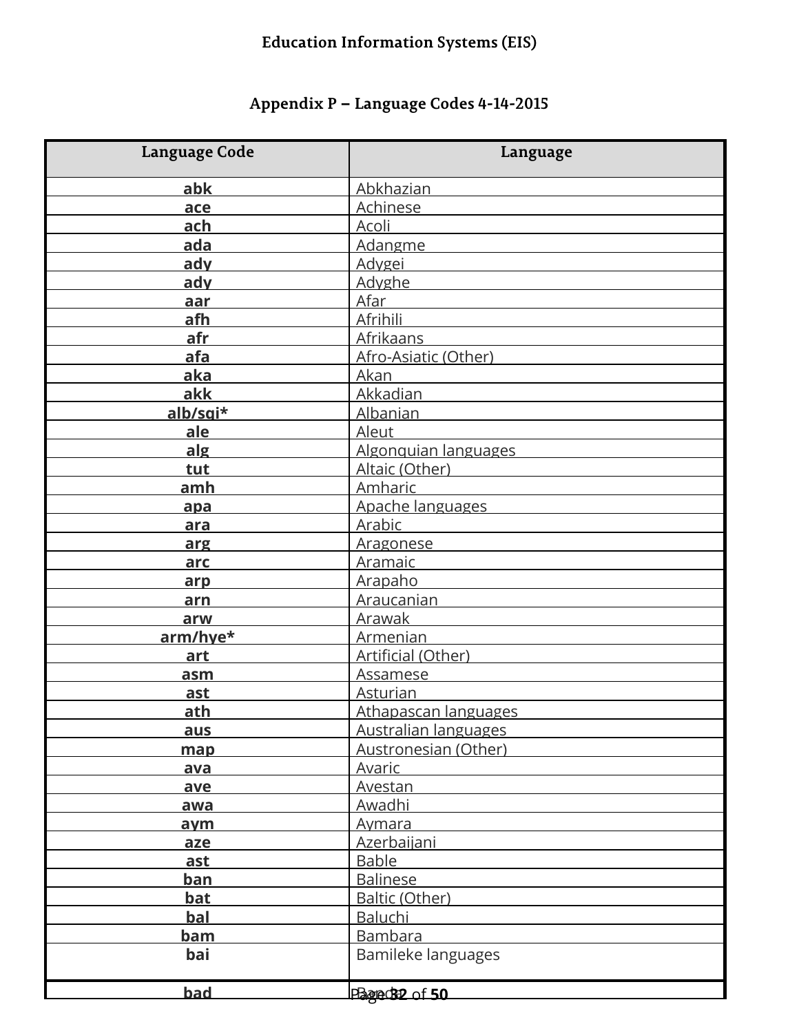# Education Information Systems (EIS)

## Appendix P – Language Codes 4-14-2015

| Language Code | Language |
|---|---|
| **abk** | Abkhazian |
| **ace** | Achinese |
| **ach** | Acoli |
| **ada** | Adangme |
| **ady** | Adygei |
| **ady** | Adyghe |
| **aar** | Afar |
| **afh** | Afrihili |
| **afr** | Afrikaans |
| **afa** | Afro-Asiatic (Other) |
| **aka** | Akan |
| **akk** | Akkadian |
| **alb/sqi*** | Albanian |
| **ale** | Aleut |
| **alg** | Algonquian languages |
| **tut** | Altaic (Other) |
| **amh** | Amharic |
| **apa** | Apache languages |
| **ara** | Arabic |
| **arg** | Aragonese |
| **arc** | Aramaic |
| **arp** | Arapaho |
| **arn** | Araucanian |
| **arw** | Arawak |
| **arm/hye*** | Armenian |
| **art** | Artificial (Other) |
| **asm** | Assamese |
| **ast** | Asturian |
| **ath** | Athapascan languages |
| **aus** | Australian languages |
| **map** | Austronesian (Other) |
| **ava** | Avaric |
| **ave** | Avestan |
| **awa** | Awadhi |
| **aym** | Aymara |
| **aze** | Azerbaijani |
| **ast** | Bable |
| **ban** | Balinese |
| **bat** | Baltic (Other) |
| **bal** | Baluchi |
| **bam** | Bambara |
| **bai** | Bamileke languages |
| **bad** | Banda |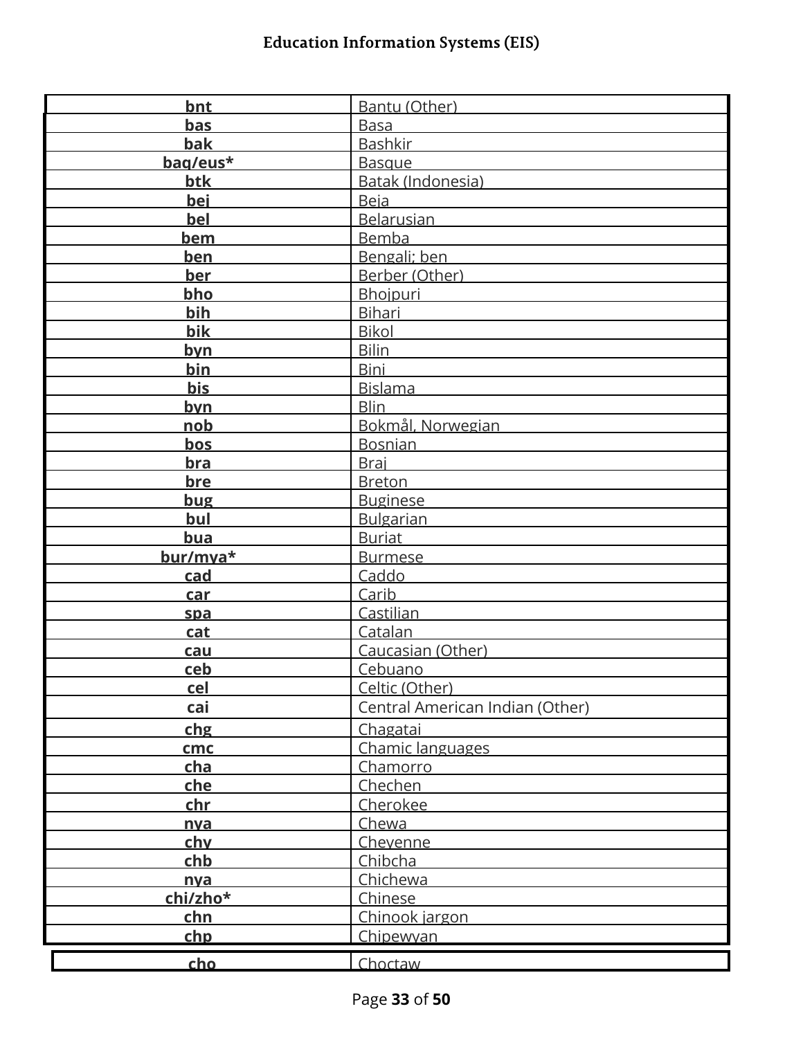| bnt | Bantu (Other) |
|---|---|
| bas | Basa |
| bak | Bashkir |
| baq/eus* | Basque |
| btk | Batak (Indonesia) |
| bej | Beja |
| bel | Belarusian |
| bem | Bemba |
| ben | Bengali; ben |
| ber | Berber (Other) |
| bho | Bhojpuri |
| bih | Bihari |
| bik | Bikol |
| byn | Bilin |
| bin | Bini |
| bis | Bislama |
| byn | Blin |
| nob | Bokmål, Norwegian |
| bos | Bosnian |
| bra | Braj |
| bre | Breton |
| bug | Buginese |
| bul | Bulgarian |
| bua | Buriat |
| bur/mya* | Burmese |
| cad | Caddo |
| car | Carib |
| spa | Castilian |
| cat | Catalan |
| cau | Caucasian (Other) |
| ceb | Cebuano |
| cel | Celtic (Other) |
| cai | Central American Indian (Other) |
| chg | Chagatai |
| cmc | Chamic languages |
| cha | Chamorro |
| che | Chechen |
| chr | Cherokee |
| nya | Chewa |
| chy | Cheyenne |
| chb | Chibcha |
| nya | Chichewa |
| chi/zho* | Chinese |
| chn | Chinook jargon |
| chp | Chipewyan |
| cho | Choctaw |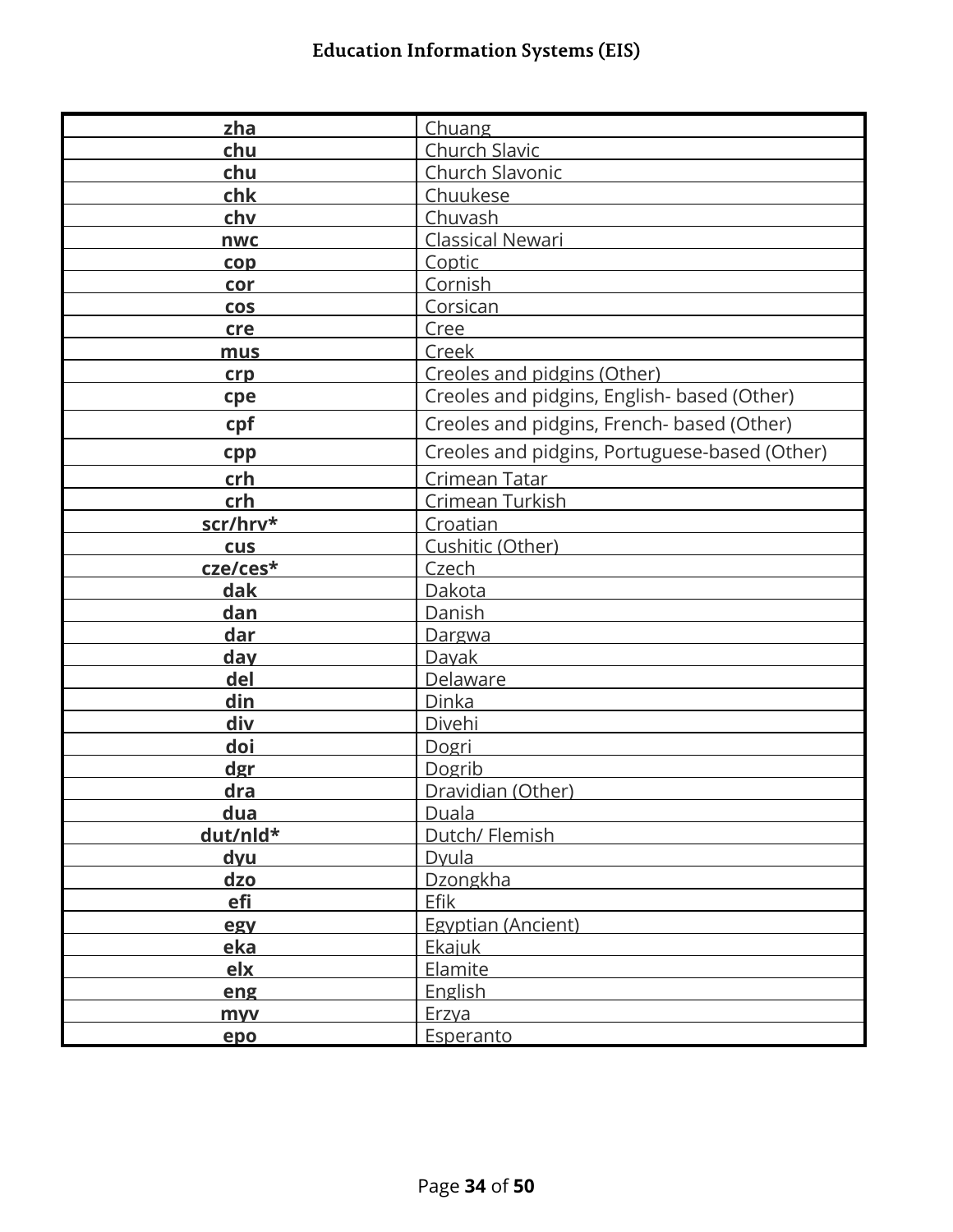| | |
|---|---|
| **zha** | Chuang |
| **chu** | Church Slavic |
| **chu** | Church Slavonic |
| **chk** | Chuukese |
| **chv** | Chuvash |
| **nwc** | Classical Newari |
| **cop** | Coptic |
| **cor** | Cornish |
| **cos** | Corsican |
| **cre** | Cree |
| **mus** | Creek |
| **crp** | Creoles and pidgins (Other) |
| **cpe** | Creoles and pidgins, English- based (Other) |
| **cpf** | Creoles and pidgins, French- based (Other) |
| **cpp** | Creoles and pidgins, Portuguese-based (Other) |
| **crh** | Crimean Tatar |
| **crh** | Crimean Turkish |
| **scr/hrv*** | Croatian |
| **cus** | Cushitic (Other) |
| **cze/ces*** | Czech |
| **dak** | Dakota |
| **dan** | Danish |
| **dar** | Dargwa |
| **day** | Dayak |
| **del** | Delaware |
| **din** | Dinka |
| **div** | Divehi |
| **doi** | Dogri |
| **dgr** | Dogrib |
| **dra** | Dravidian (Other) |
| **dua** | Duala |
| **dut/nld*** | Dutch/ Flemish |
| **dyu** | Dyula |
| **dzo** | Dzongkha |
| **efi** | Efik |
| **egy** | Egyptian (Ancient) |
| **eka** | Ekajuk |
| **elx** | Elamite |
| **eng** | English |
| **myv** | Erzya |
| **epo** | Esperanto |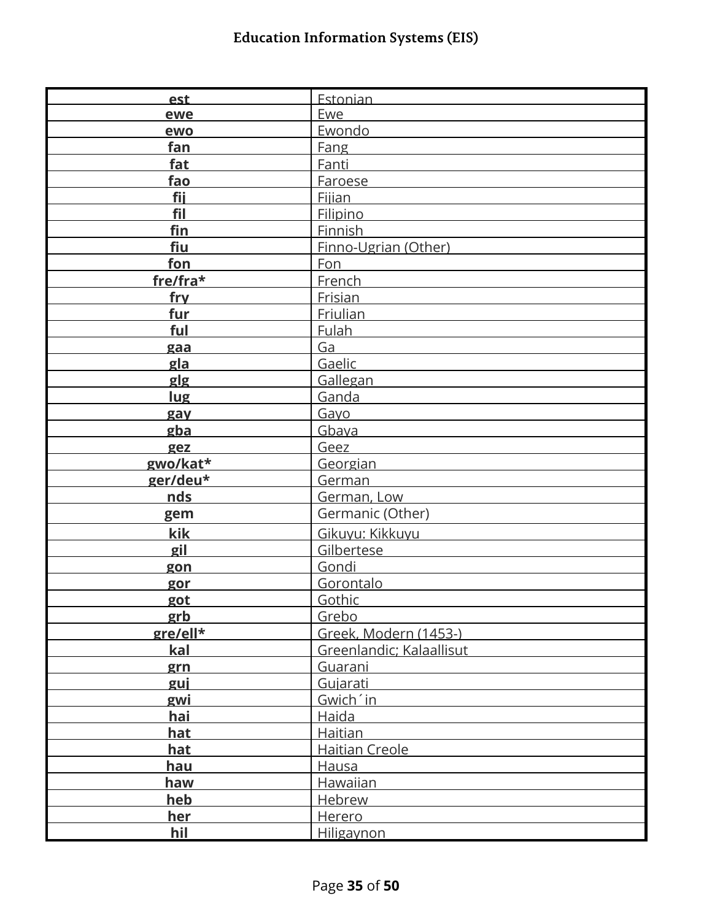| est | Estonian |
|---|---|
| ewe | Ewe |
| ewo | Ewondo |
| fan | Fang |
| fat | Fanti |
| fao | Faroese |
| fij | Fijian |
| fil | Filipino |
| fin | Finnish |
| fiu | Finno-Ugrian (Other) |
| fon | Fon |
| fre/fra* | French |
| fry | Frisian |
| fur | Friulian |
| ful | Fulah |
| gaa | Ga |
| gla | Gaelic |
| glg | Gallegan |
| lug | Ganda |
| gay | Gayo |
| gba | Gbaya |
| gez | Geez |
| gwo/kat* | Georgian |
| ger/deu* | German |
| nds | German, Low |
| gem | Germanic (Other) |
| kik | Gikuyu: Kikkuyu |
| gil | Gilbertese |
| gon | Gondi |
| gor | Gorontalo |
| got | Gothic |
| grb | Grebo |
| gre/ell* | Greek, Modern (1453-) |
| kal | Greenlandic; Kalaallisut |
| grn | Guarani |
| guj | Gujarati |
| gwi | Gwich´in |
| hai | Haida |
| hat | Haitian |
| hat | Haitian Creole |
| hau | Hausa |
| haw | Hawaiian |
| heb | Hebrew |
| her | Herero |
| hil | Hiligaynon |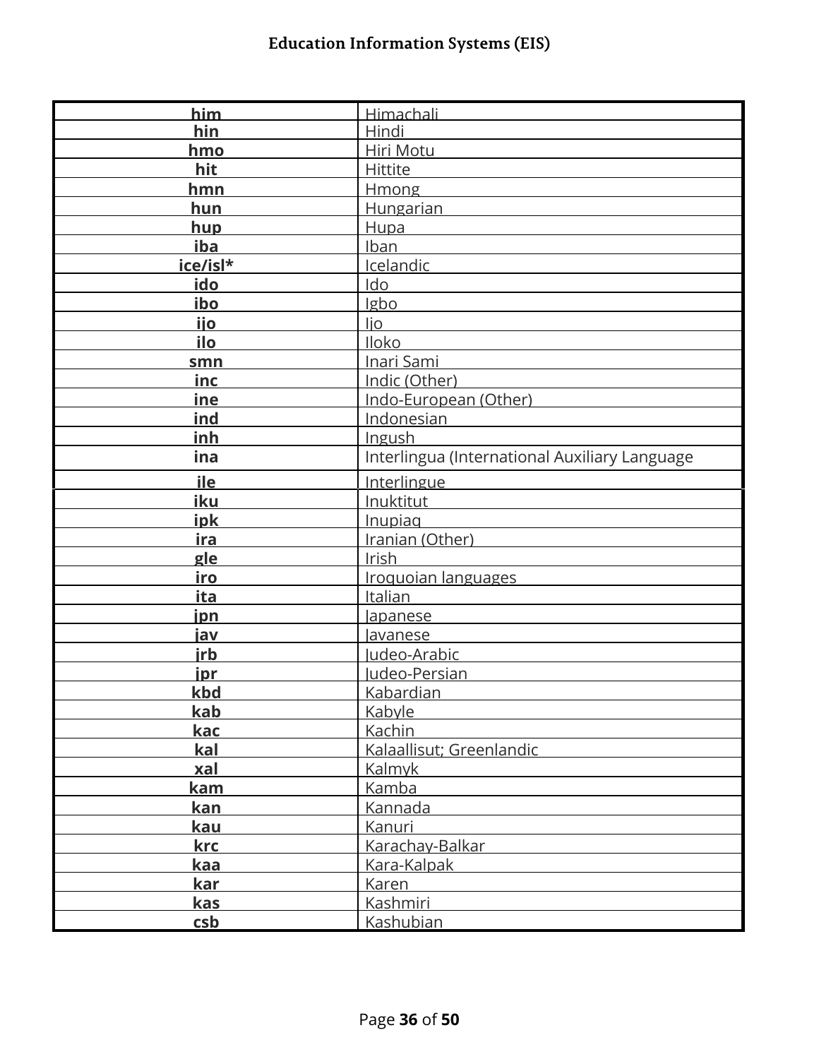| | |
|---|---|
| **him** | Himachali |
| **hin** | Hindi |
| **hmo** | Hiri Motu |
| **hit** | Hittite |
| **hmn** | Hmong |
| **hun** | Hungarian |
| **hup** | Hupa |
| **iba** | Iban |
| **ice/isl*** | Icelandic |
| **ido** | Ido |
| **ibo** | Igbo |
| **ijo** | Ijo |
| **ilo** | Iloko |
| **smn** | Inari Sami |
| **inc** | Indic (Other) |
| **ine** | Indo-European (Other) |
| **ind** | Indonesian |
| **inh** | Ingush |
| **ina** | Interlingua (International Auxiliary Language |
| **ile** | Interlingue |
| **iku** | Inuktitut |
| **ipk** | Inupiaq |
| **ira** | Iranian (Other) |
| **gle** | Irish |
| **iro** | Iroquoian languages |
| **ita** | Italian |
| **jpn** | Japanese |
| **jav** | Javanese |
| **jrb** | Judeo-Arabic |
| **jpr** | Judeo-Persian |
| **kbd** | Kabardian |
| **kab** | Kabyle |
| **kac** | Kachin |
| **kal** | Kalaallisut; Greenlandic |
| **xal** | Kalmyk |
| **kam** | Kamba |
| **kan** | Kannada |
| **kau** | Kanuri |
| **krc** | Karachay-Balkar |
| **kaa** | Kara-Kalpak |
| **kar** | Karen |
| **kas** | Kashmiri |
| **csb** | Kashubian |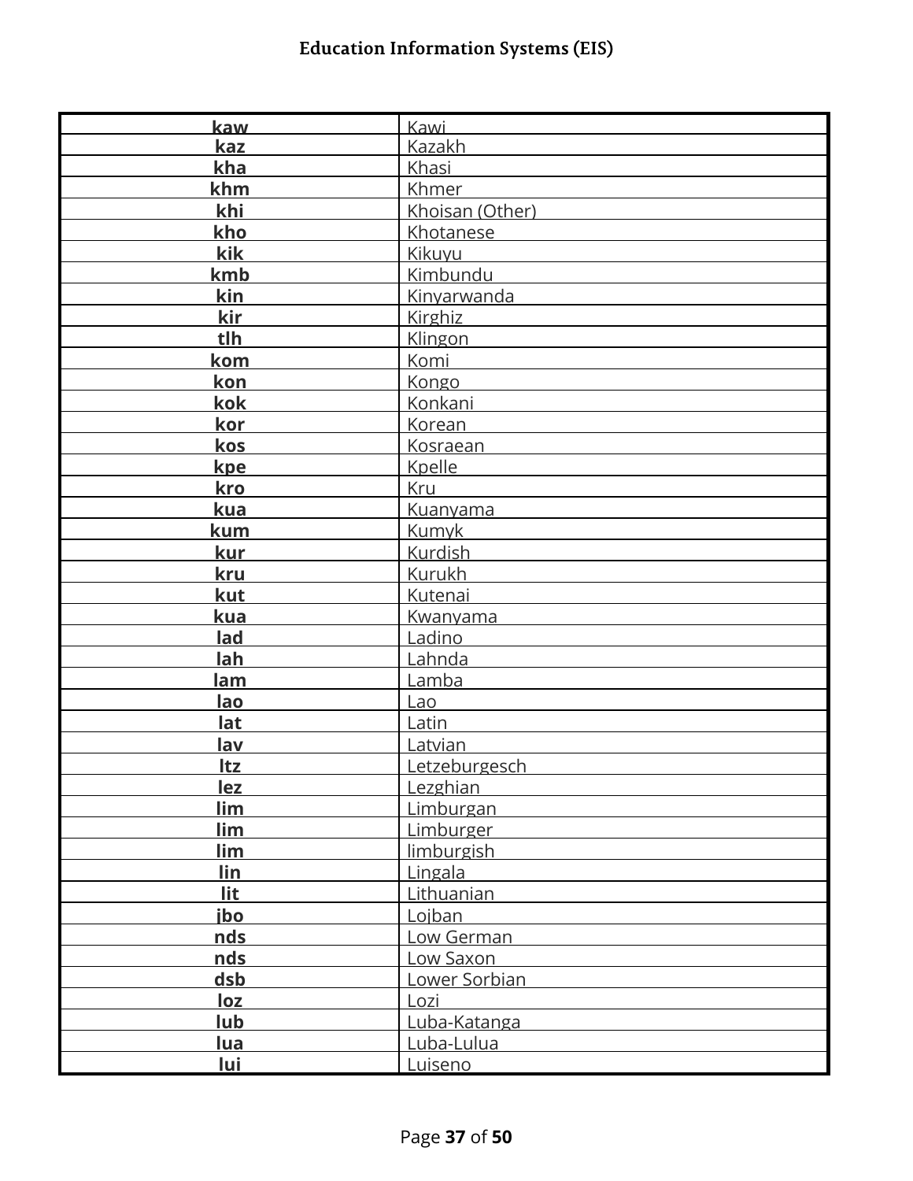| kaw | Kawi |
|---|---|
| kaz | Kazakh |
| kha | Khasi |
| khm | Khmer |
| khi | Khoisan (Other) |
| kho | Khotanese |
| kik | Kikuyu |
| kmb | Kimbundu |
| kin | Kinyarwanda |
| kir | Kirghiz |
| tlh | Klingon |
| kom | Komi |
| kon | Kongo |
| kok | Konkani |
| kor | Korean |
| kos | Kosraean |
| kpe | Kpelle |
| kro | Kru |
| kua | Kuanyama |
| kum | Kumyk |
| kur | Kurdish |
| kru | Kurukh |
| kut | Kutenai |
| kua | Kwanyama |
| lad | Ladino |
| lah | Lahnda |
| lam | Lamba |
| lao | Lao |
| lat | Latin |
| lav | Latvian |
| ltz | Letzeburgesch |
| lez | Lezghian |
| lim | Limburgan |
| lim | Limburger |
| lim | limburgish |
| lin | Lingala |
| lit | Lithuanian |
| jbo | Lojban |
| nds | Low German |
| nds | Low Saxon |
| dsb | Lower Sorbian |
| loz | Lozi |
| lub | Luba-Katanga |
| lua | Luba-Lulua |
| lui | Luiseno |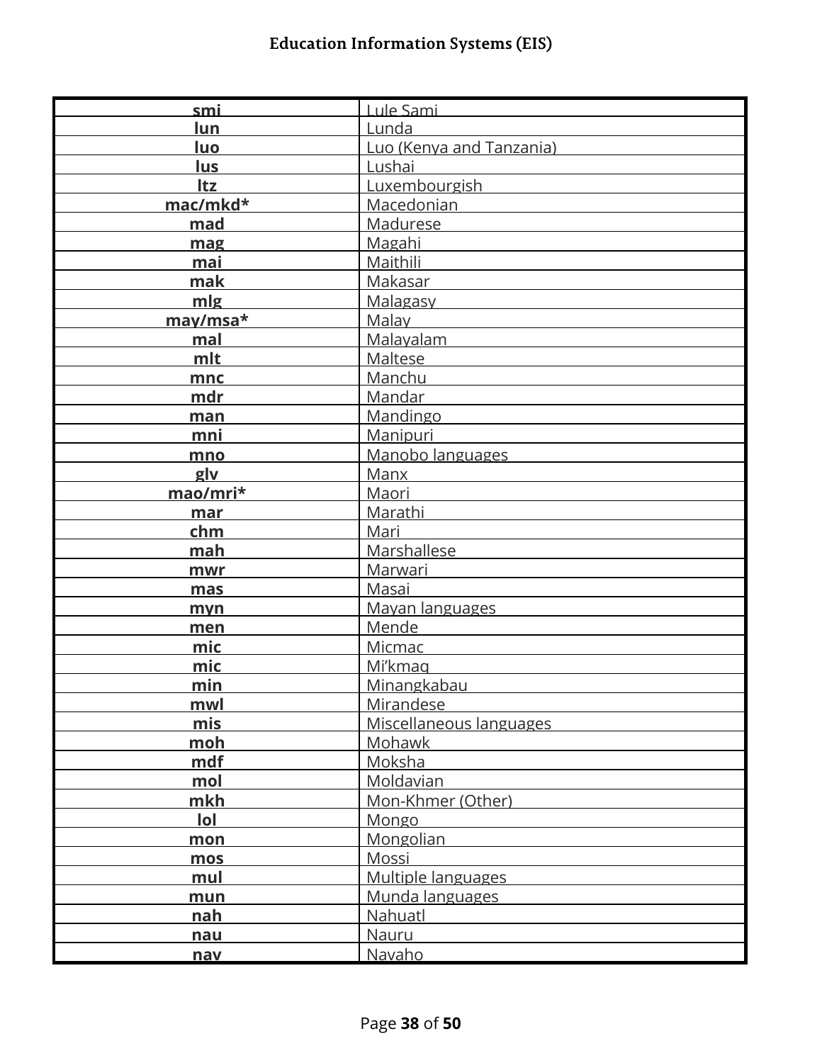| smi | Lule Sami |
|---|---|
| lun | Lunda |
| luo | Luo (Kenya and Tanzania) |
| lus | Lushai |
| ltz | Luxembourgish |
| mac/mkd* | Macedonian |
| mad | Madurese |
| mag | Magahi |
| mai | Maithili |
| mak | Makasar |
| mlg | Malagasy |
| may/msa* | Malay |
| mal | Malayalam |
| mlt | Maltese |
| mnc | Manchu |
| mdr | Mandar |
| man | Mandingo |
| mni | Manipuri |
| mno | Manobo languages |
| glv | Manx |
| mao/mri* | Maori |
| mar | Marathi |
| chm | Mari |
| mah | Marshallese |
| mwr | Marwari |
| mas | Masai |
| myn | Mayan languages |
| men | Mende |
| mic | Micmac |
| mic | Mi'kmaq |
| min | Minangkabau |
| mwl | Mirandese |
| mis | Miscellaneous languages |
| moh | Mohawk |
| mdf | Moksha |
| mol | Moldavian |
| mkh | Mon-Khmer (Other) |
| lol | Mongo |
| mon | Mongolian |
| mos | Mossi |
| mul | Multiple languages |
| mun | Munda languages |
| nah | Nahuatl |
| nau | Nauru |
| nav | Navaho |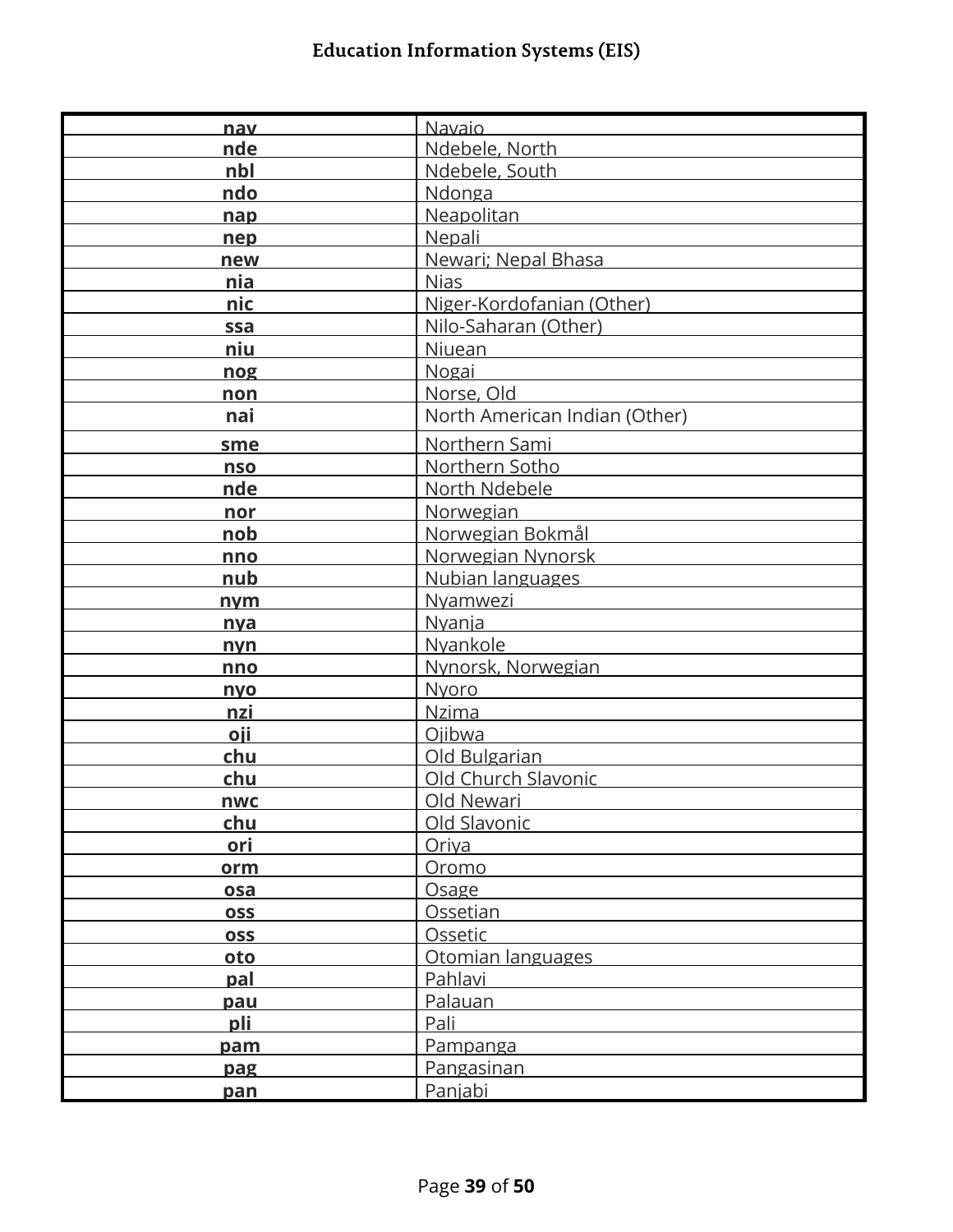| nav | Navajo |
|---|---|
| nde | Ndebele, North |
| nbl | Ndebele, South |
| ndo | Ndonga |
| nap | Neapolitan |
| nep | Nepali |
| new | Newari; Nepal Bhasa |
| nia | Nias |
| nic | Niger-Kordofanian (Other) |
| ssa | Nilo-Saharan (Other) |
| niu | Niuean |
| nog | Nogai |
| non | Norse, Old |
| nai | North American Indian (Other) |
| sme | Northern Sami |
| nso | Northern Sotho |
| nde | North Ndebele |
| nor | Norwegian |
| nob | Norwegian Bokmål |
| nno | Norwegian Nynorsk |
| nub | Nubian languages |
| nym | Nyamwezi |
| nya | Nyanja |
| nyn | Nyankole |
| nno | Nynorsk, Norwegian |
| nyo | Nyoro |
| nzi | Nzima |
| oji | Ojibwa |
| chu | Old Bulgarian |
| chu | Old Church Slavonic |
| nwc | Old Newari |
| chu | Old Slavonic |
| ori | Oriya |
| orm | Oromo |
| osa | Osage |
| oss | Ossetian |
| oss | Ossetic |
| oto | Otomian languages |
| pal | Pahlavi |
| pau | Palauan |
| pli | Pali |
| pam | Pampanga |
| pag | Pangasinan |
| pan | Panjabi |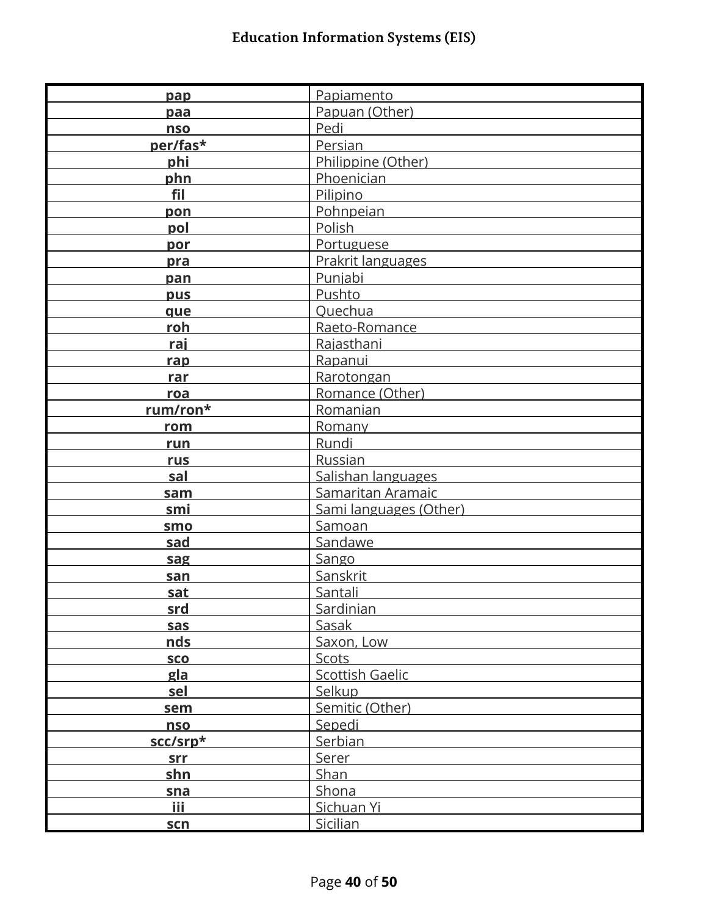| pap | Papiamento |
|---|---|
| paa | Papuan (Other) |
| nso | Pedi |
| per/fas* | Persian |
| phi | Philippine (Other) |
| phn | Phoenician |
| fil | Pilipino |
| pon | Pohnpeian |
| pol | Polish |
| por | Portuguese |
| pra | Prakrit languages |
| pan | Punjabi |
| pus | Pushto |
| que | Quechua |
| roh | Raeto-Romance |
| raj | Rajasthani |
| rap | Rapanui |
| rar | Rarotongan |
| roa | Romance (Other) |
| rum/ron* | Romanian |
| rom | Romany |
| run | Rundi |
| rus | Russian |
| sal | Salishan languages |
| sam | Samaritan Aramaic |
| smi | Sami languages (Other) |
| smo | Samoan |
| sad | Sandawe |
| sag | Sango |
| san | Sanskrit |
| sat | Santali |
| srd | Sardinian |
| sas | Sasak |
| nds | Saxon, Low |
| sco | Scots |
| gla | Scottish Gaelic |
| sel | Selkup |
| sem | Semitic (Other) |
| nso | Sepedi |
| scc/srp* | Serbian |
| srr | Serer |
| shn | Shan |
| sna | Shona |
| iii | Sichuan Yi |
| scn | Sicilian |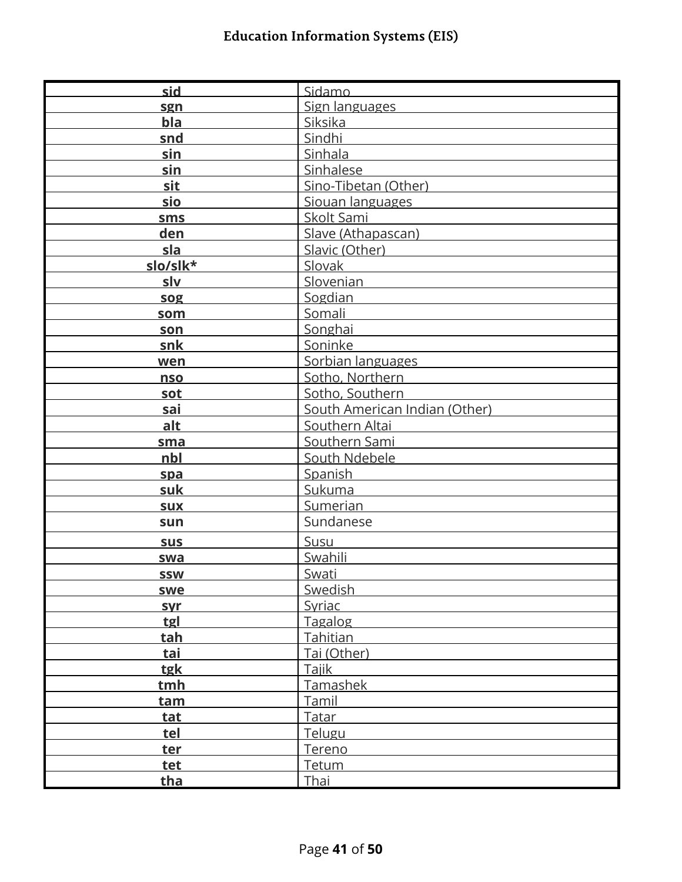| sid | Sidamo |
|---|---|
| sgn | Sign languages |
| bla | Siksika |
| snd | Sindhi |
| sin | Sinhala |
| sin | Sinhalese |
| sit | Sino-Tibetan (Other) |
| sio | Siouan languages |
| sms | Skolt Sami |
| den | Slave (Athapascan) |
| sla | Slavic (Other) |
| slo/slk* | Slovak |
| slv | Slovenian |
| sog | Sogdian |
| som | Somali |
| son | Songhai |
| snk | Soninke |
| wen | Sorbian languages |
| nso | Sotho, Northern |
| sot | Sotho, Southern |
| sai | South American Indian (Other) |
| alt | Southern Altai |
| sma | Southern Sami |
| nbl | South Ndebele |
| spa | Spanish |
| suk | Sukuma |
| sux | Sumerian |
| sun | Sundanese |
| sus | Susu |
| swa | Swahili |
| ssw | Swati |
| swe | Swedish |
| syr | Syriac |
| tgl | Tagalog |
| tah | Tahitian |
| tai | Tai (Other) |
| tgk | Tajik |
| tmh | Tamashek |
| tam | Tamil |
| tat | Tatar |
| tel | Telugu |
| ter | Tereno |
| tet | Tetum |
| tha | Thai |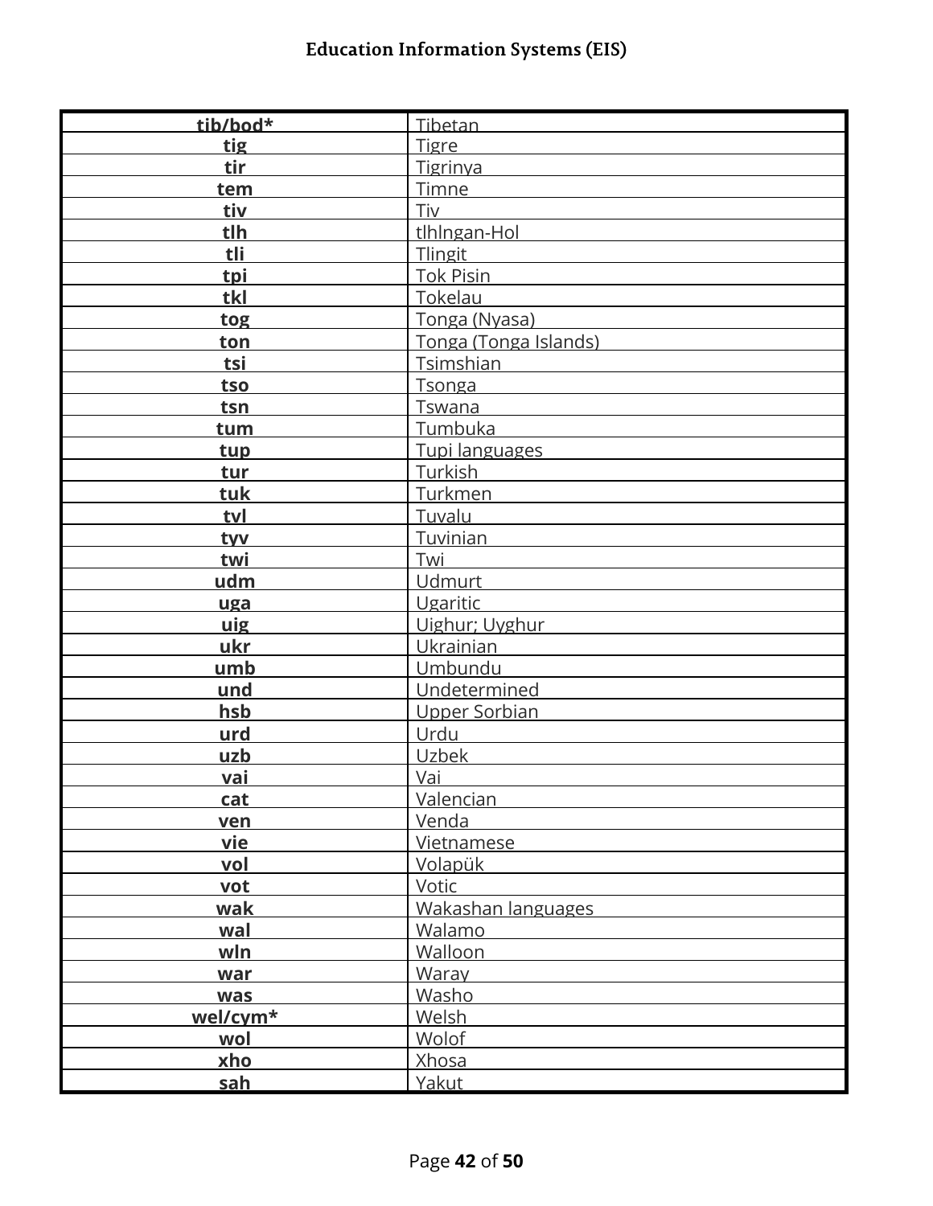| | |
|---|---|
| **tib/bod*** | Tibetan |
| **tig** | Tigre |
| **tir** | Tigrinya |
| **tem** | Timne |
| **tiv** | Tiv |
| **tlh** | tlhIngan-Hol |
| **tli** | Tlingit |
| **tpi** | Tok Pisin |
| **tkl** | Tokelau |
| **tog** | Tonga (Nyasa) |
| **ton** | Tonga (Tonga Islands) |
| **tsi** | Tsimshian |
| **tso** | Tsonga |
| **tsn** | Tswana |
| **tum** | Tumbuka |
| **tup** | Tupi languages |
| **tur** | Turkish |
| **tuk** | Turkmen |
| **tvl** | Tuvalu |
| **tyv** | Tuvinian |
| **twi** | Twi |
| **udm** | Udmurt |
| **uga** | Ugaritic |
| **uig** | Uighur; Uyghur |
| **ukr** | Ukrainian |
| **umb** | Umbundu |
| **und** | Undetermined |
| **hsb** | Upper Sorbian |
| **urd** | Urdu |
| **uzb** | Uzbek |
| **vai** | Vai |
| **cat** | Valencian |
| **ven** | Venda |
| **vie** | Vietnamese |
| **vol** | Volapük |
| **vot** | Votic |
| **wak** | Wakashan languages |
| **wal** | Walamo |
| **wln** | Walloon |
| **war** | Waray |
| **was** | Washo |
| **wel/cym*** | Welsh |
| **wol** | Wolof |
| **xho** | Xhosa |
| **sah** | Yakut |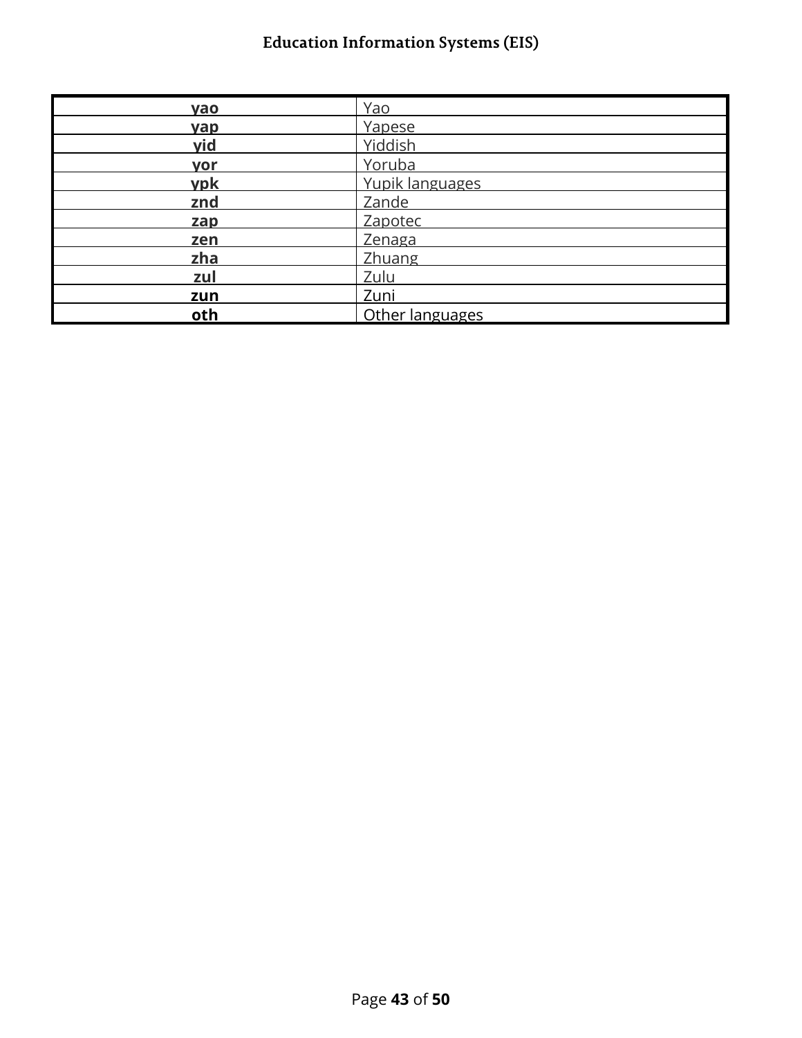| | |
|---|---|
| **yao** | Yao |
| **yap** | Yapese |
| **yid** | Yiddish |
| **yor** | Yoruba |
| **ypk** | Yupik languages |
| **znd** | Zande |
| **zap** | Zapotec |
| **zen** | Zenaga |
| **zha** | Zhuang |
| **zul** | Zulu |
| **zun** | Zuni |
| **oth** | Other languages |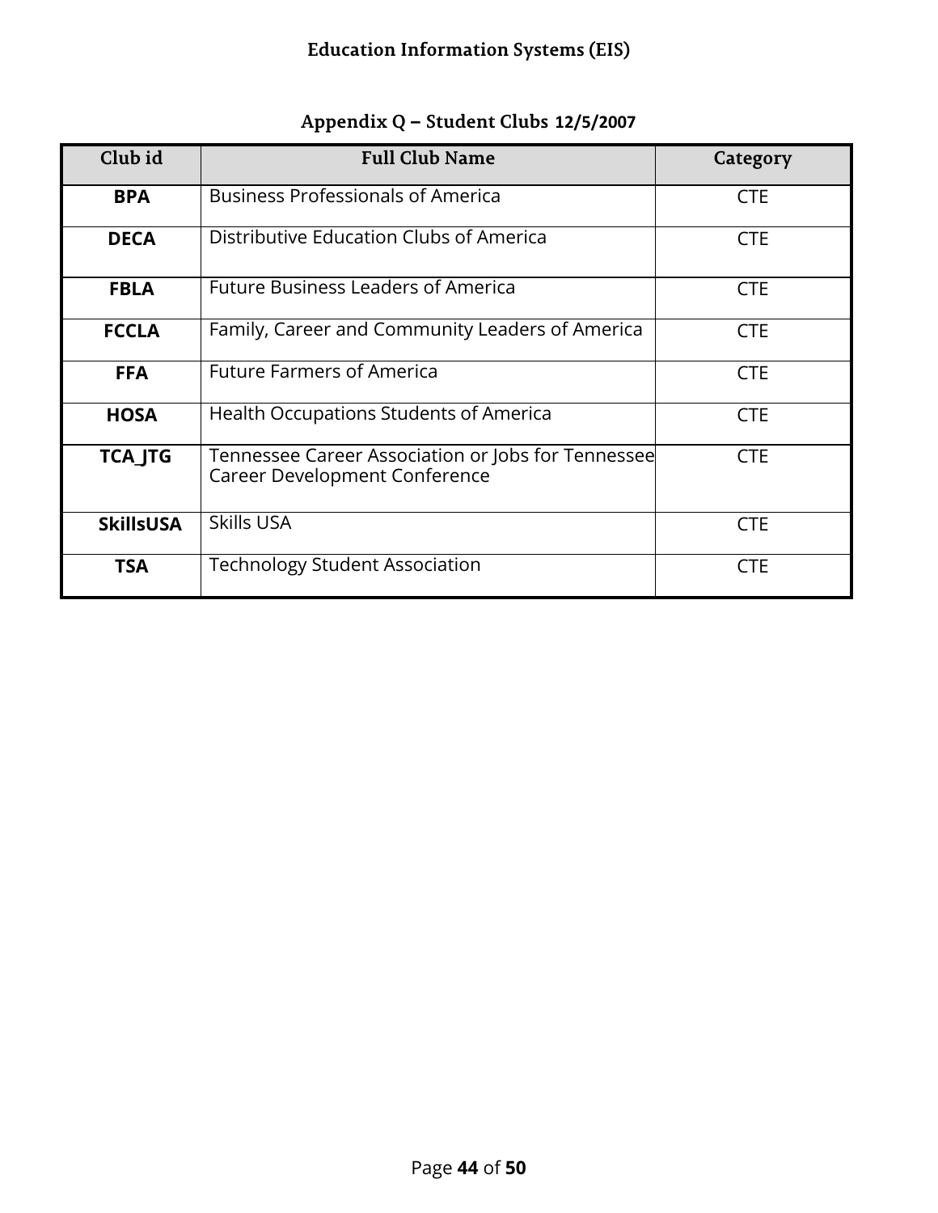## Appendix Q – Student Clubs 12/5/2007

| Club id | Full Club Name | Category |
|---|---|---|
| **BPA** | Business Professionals of America | CTE |
| **DECA** | Distributive Education Clubs of America | CTE |
| **FBLA** | Future Business Leaders of America | CTE |
| **FCCLA** | Family, Career and Community Leaders of America | CTE |
| **FFA** | Future Farmers of America | CTE |
| **HOSA** | Health Occupations Students of America | CTE |
| **TCA_JTG** | Tennessee Career Association or Jobs for Tennessee Career Development Conference | CTE |
| **SkillsUSA** | Skills USA | CTE |
| **TSA** | Technology Student Association | CTE |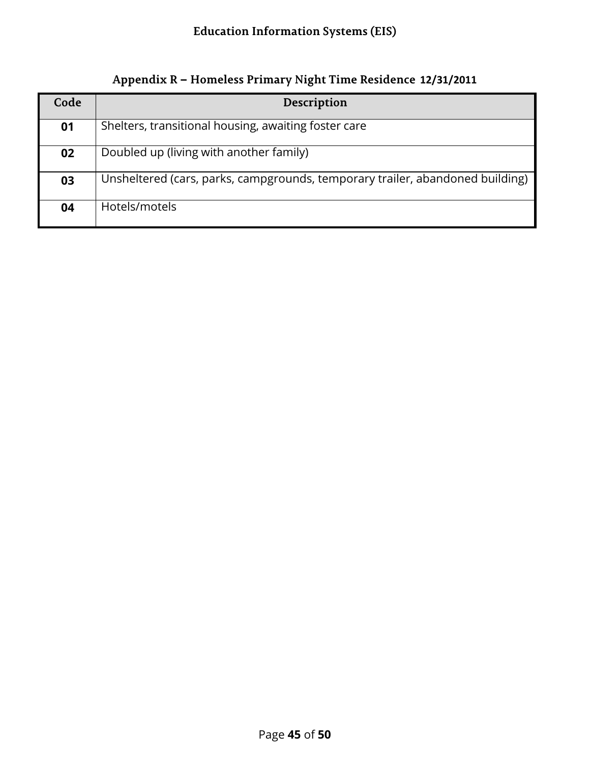## Appendix R – Homeless Primary Night Time Residence 12/31/2011

| Code | Description |
|---|---|
| **01** | Shelters, transitional housing, awaiting foster care |
| **02** | Doubled up (living with another family) |
| **03** | Unsheltered (cars, parks, campgrounds, temporary trailer, abandoned building) |
| **04** | Hotels/motels |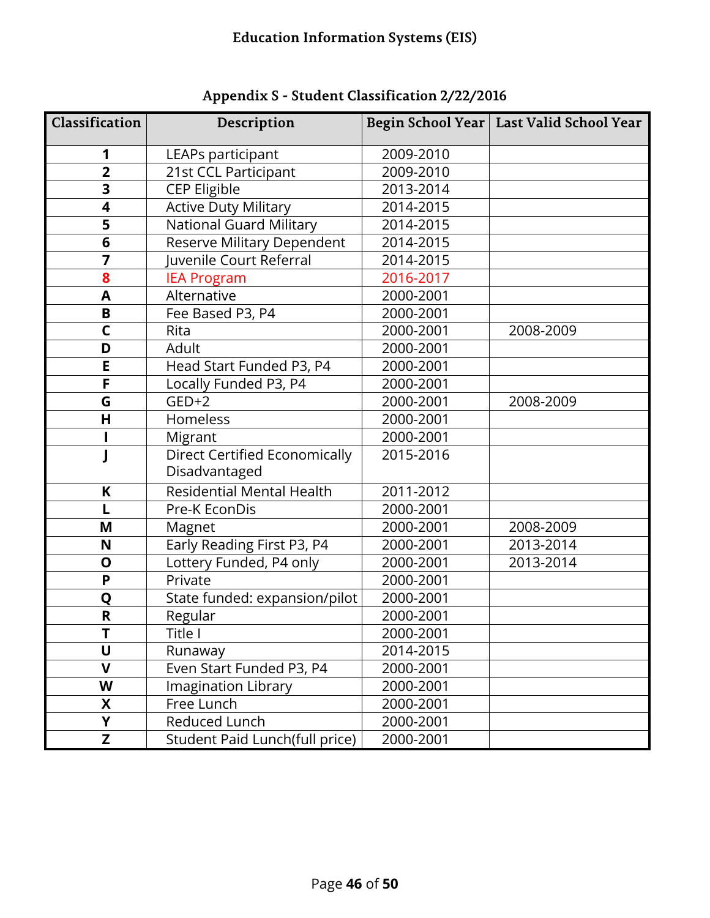## Appendix S - Student Classification 2/22/2016

| Classification | Description | Begin School Year | Last Valid School Year |
|---|---|---|---|
| **1** | LEAPs participant | 2009-2010 | |
| **2** | 21st CCL Participant | 2009-2010 | |
| **3** | CEP Eligible | 2013-2014 | |
| **4** | Active Duty Military | 2014-2015 | |
| **5** | National Guard Military | 2014-2015 | |
| **6** | Reserve Military Dependent | 2014-2015 | |
| **7** | Juvenile Court Referral | 2014-2015 | |
| **8** | IEA Program | 2016-2017 | |
| **A** | Alternative | 2000-2001 | |
| **B** | Fee Based P3, P4 | 2000-2001 | |
| **C** | Rita | 2000-2001 | 2008-2009 |
| **D** | Adult | 2000-2001 | |
| **E** | Head Start Funded P3, P4 | 2000-2001 | |
| **F** | Locally Funded P3, P4 | 2000-2001 | |
| **G** | GED+2 | 2000-2001 | 2008-2009 |
| **H** | Homeless | 2000-2001 | |
| **I** | Migrant | 2000-2001 | |
| **J** | Direct Certified Economically Disadvantaged | 2015-2016 | |
| **K** | Residential Mental Health | 2011-2012 | |
| **L** | Pre-K EconDis | 2000-2001 | |
| **M** | Magnet | 2000-2001 | 2008-2009 |
| **N** | Early Reading First P3, P4 | 2000-2001 | 2013-2014 |
| **O** | Lottery Funded, P4 only | 2000-2001 | 2013-2014 |
| **P** | Private | 2000-2001 | |
| **Q** | State funded: expansion/pilot | 2000-2001 | |
| **R** | Regular | 2000-2001 | |
| **T** | Title I | 2000-2001 | |
| **U** | Runaway | 2014-2015 | |
| **V** | Even Start Funded P3, P4 | 2000-2001 | |
| **W** | Imagination Library | 2000-2001 | |
| **X** | Free Lunch | 2000-2001 | |
| **Y** | Reduced Lunch | 2000-2001 | |
| **Z** | Student Paid Lunch(full price) | 2000-2001 | |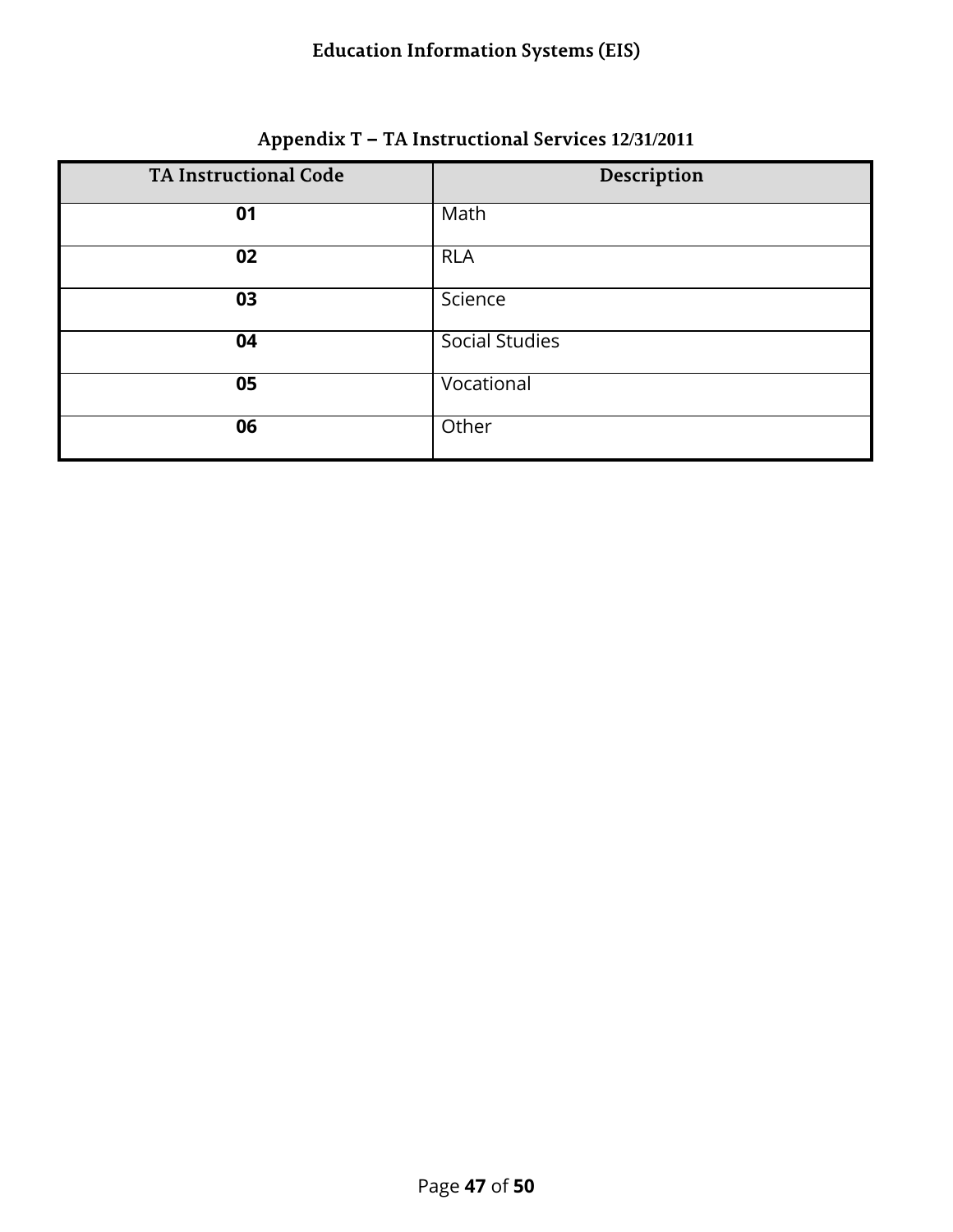## Appendix T – TA Instructional Services 12/31/2011

| TA Instructional Code | Description |
|---|---|
| **01** | Math |
| **02** | RLA |
| **03** | Science |
| **04** | Social Studies |
| **05** | Vocational |
| **06** | Other |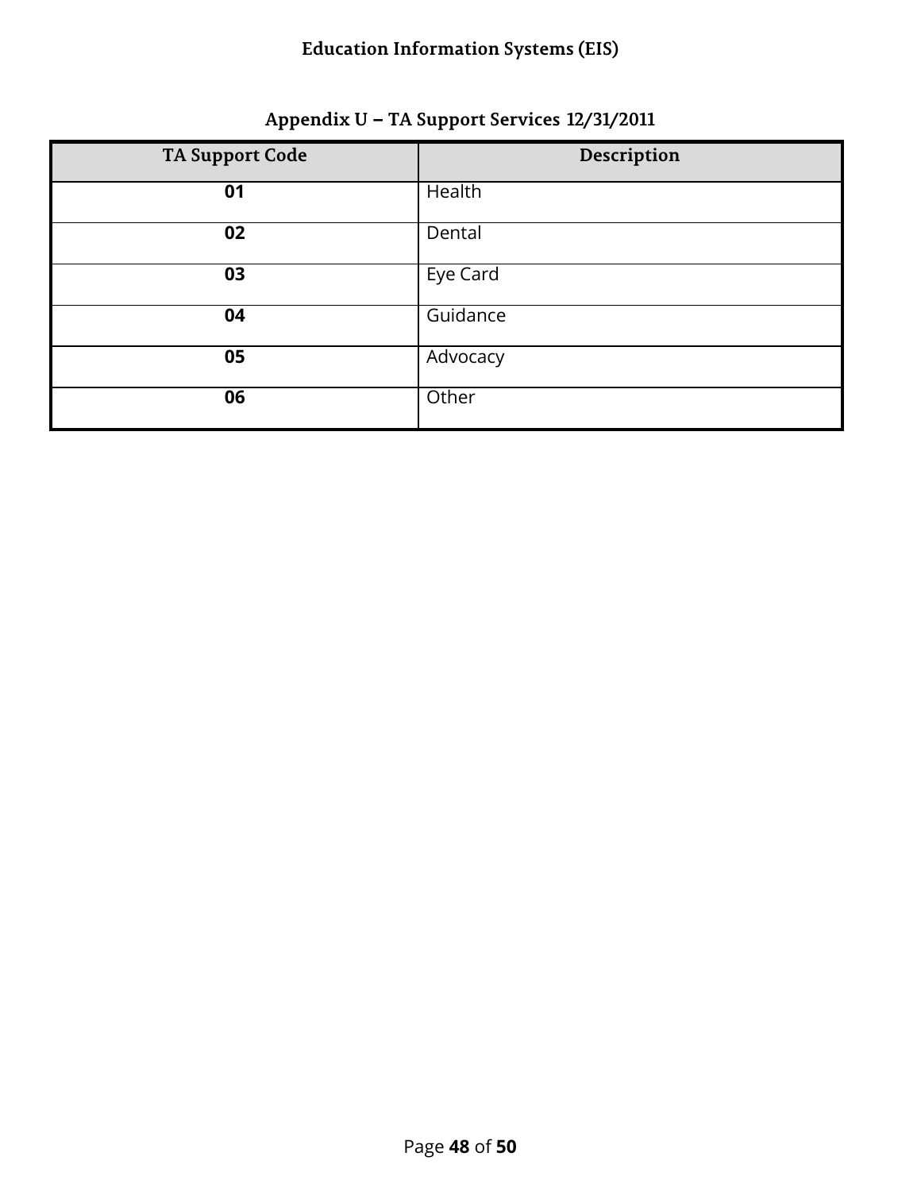## Appendix U – TA Support Services 12/31/2011

| TA Support Code | Description |
| --- | --- |
| **01** | Health |
| **02** | Dental |
| **03** | Eye Card |
| **04** | Guidance |
| **05** | Advocacy |
| **06** | Other |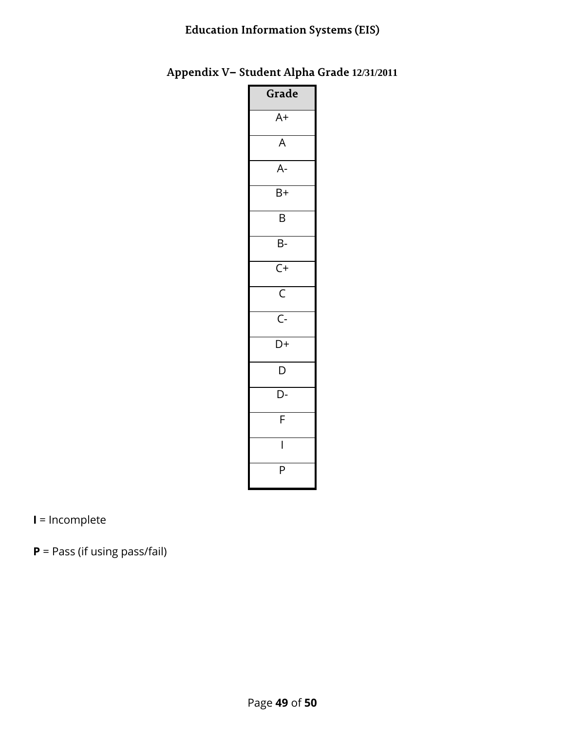## Appendix V– Student Alpha Grade 12/31/2011

| Grade |
| --- |
| A+ |
| A |
| A- |
| B+ |
| B |
| B- |
| C+ |
| C |
| C- |
| D+ |
| D |
| D- |
| F |
| I |
| P |

**I** = Incomplete

**P** = Pass (if using pass/fail)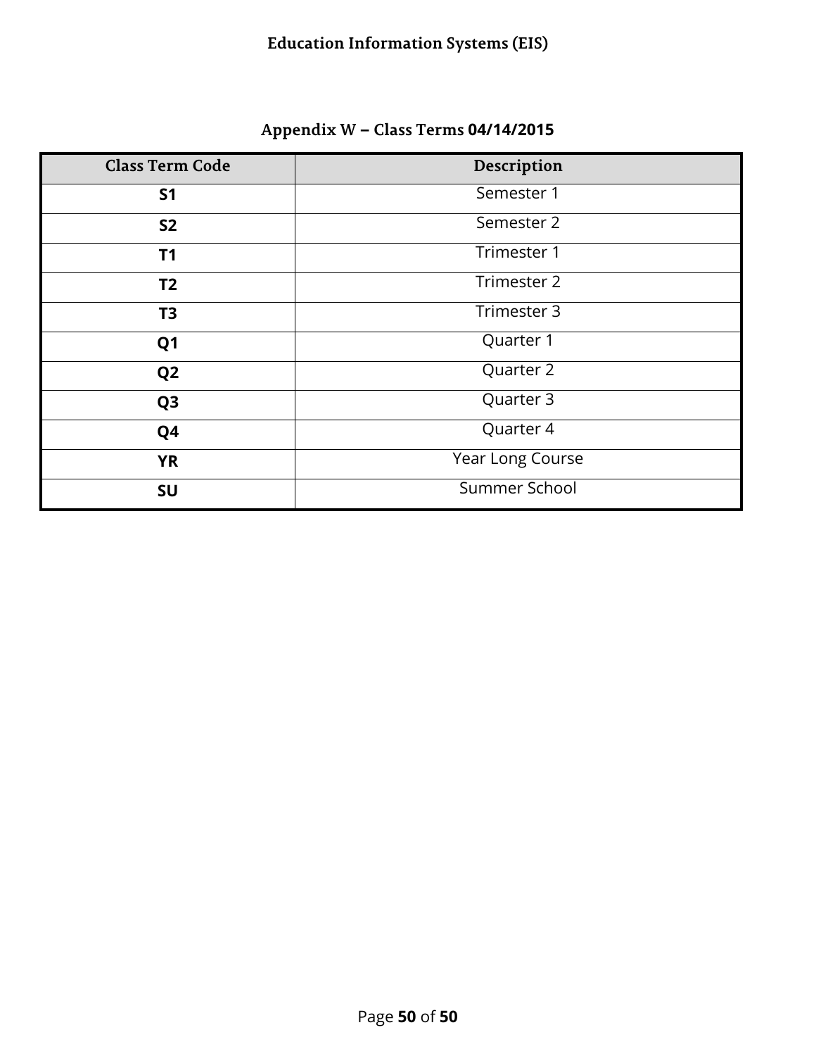## Appendix W – Class Terms **04/14/2015**

| Class Term Code | Description |
| --- | --- |
| **S1** | Semester 1 |
| **S2** | Semester 2 |
| **T1** | Trimester 1 |
| **T2** | Trimester 2 |
| **T3** | Trimester 3 |
| **Q1** | Quarter 1 |
| **Q2** | Quarter 2 |
| **Q3** | Quarter 3 |
| **Q4** | Quarter 4 |
| **YR** | Year Long Course |
| **SU** | Summer School |